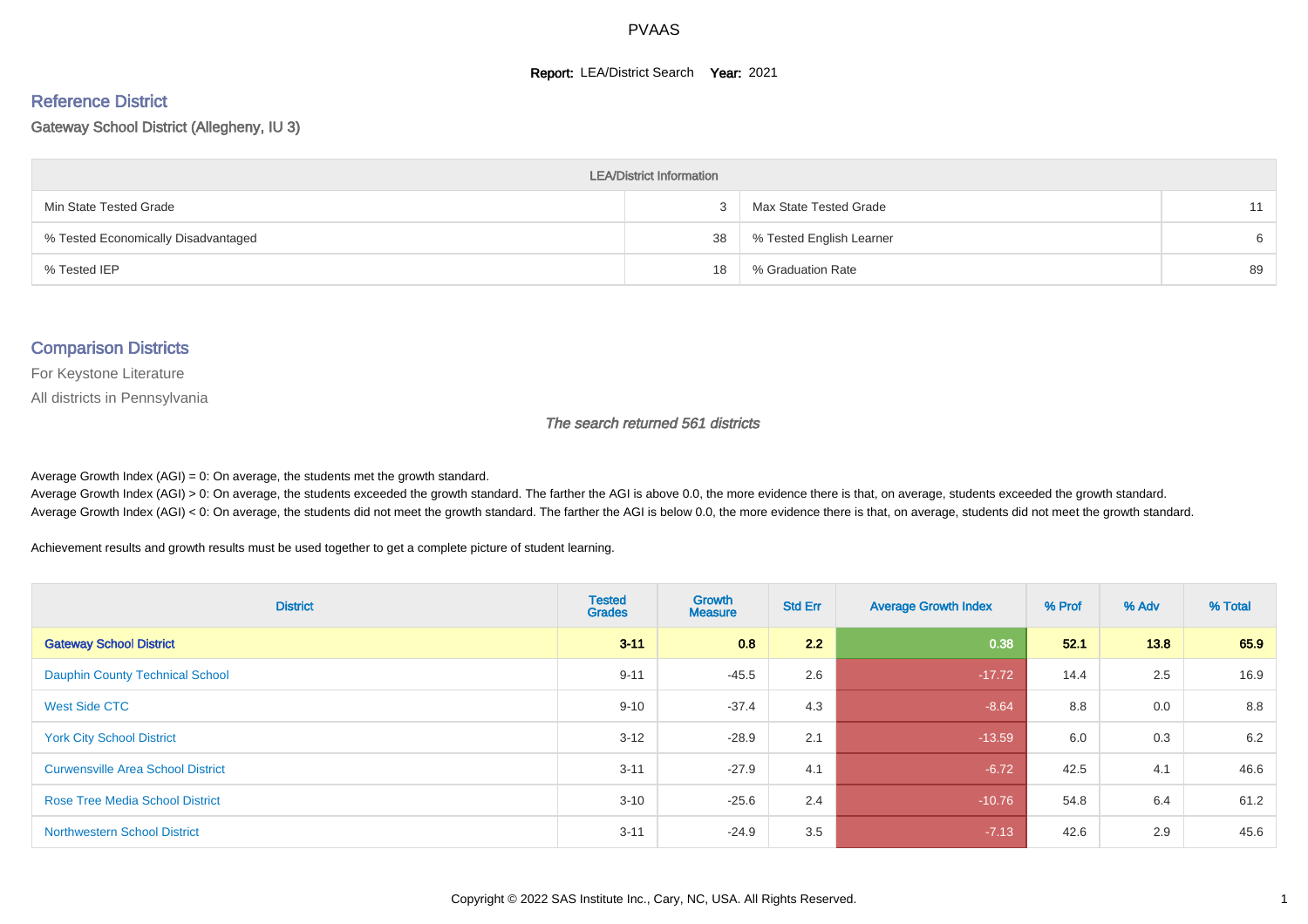PVAAS

**Report:** LEA/District Search **Year:** 2021

## Reference District

Gateway School District (Allegheny, IU 3)

| LEA/District Information | | | |
|---|---|---|---|
| Min State Tested Grade | 3 | Max State Tested Grade | 11 |
| % Tested Economically Disadvantaged | 38 | % Tested English Learner | 6 |
| % Tested IEP | 18 | % Graduation Rate | 89 |

## Comparison Districts

For Keystone Literature

All districts in Pennsylvania

*The search returned 561 districts*

Average Growth Index (AGI) = 0: On average, the students met the growth standard.
Average Growth Index (AGI) > 0: On average, the students exceeded the growth standard. The farther the AGI is above 0.0, the more evidence there is that, on average, students exceeded the growth standard.
Average Growth Index (AGI) < 0: On average, the students did not meet the growth standard. The farther the AGI is below 0.0, the more evidence there is that, on average, students did not meet the growth standard.

Achievement results and growth results must be used together to get a complete picture of student learning.

| District | Tested Grades | Growth Measure | Std Err | Average Growth Index | % Prof | % Adv | % Total |
|---|---|---|---|---|---|---|---|
| **Gateway School District** | **3-11** | **0.8** | **2.2** | **0.38** | **52.1** | **13.8** | **65.9** |
| Dauphin County Technical School | 9-11 | -45.5 | 2.6 | -17.72 | 14.4 | 2.5 | 16.9 |
| West Side CTC | 9-10 | -37.4 | 4.3 | -8.64 | 8.8 | 0.0 | 8.8 |
| York City School District | 3-12 | -28.9 | 2.1 | -13.59 | 6.0 | 0.3 | 6.2 |
| Curwensville Area School District | 3-11 | -27.9 | 4.1 | -6.72 | 42.5 | 4.1 | 46.6 |
| Rose Tree Media School District | 3-10 | -25.6 | 2.4 | -10.76 | 54.8 | 6.4 | 61.2 |
| Northwestern School District | 3-11 | -24.9 | 3.5 | -7.13 | 42.6 | 2.9 | 45.6 |

Copyright © 2022 SAS Institute Inc., Cary, NC, USA. All Rights Reserved.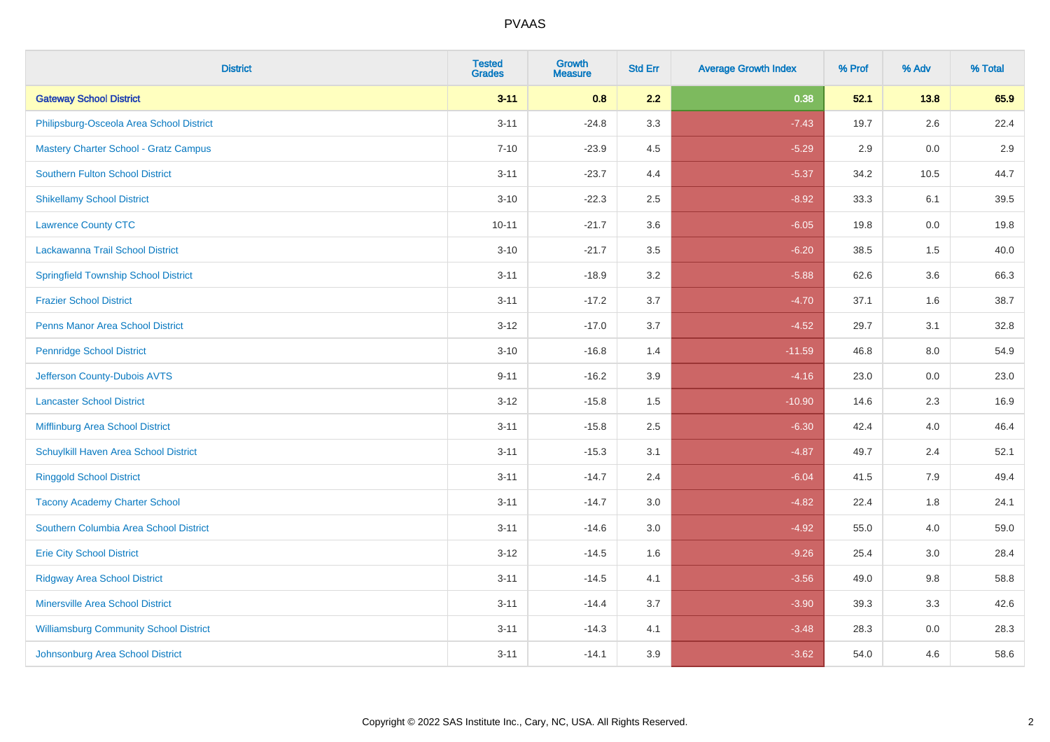| District | Tested Grades | Growth Measure | Std Err | Average Growth Index | % Prof | % Adv | % Total |
|---|---|---|---|---|---|---|---|
| **Gateway School District** | **3-11** | **0.8** | **2.2** | **0.38** | **52.1** | **13.8** | **65.9** |
| Philipsburg-Osceola Area School District | 3-11 | -24.8 | 3.3 | -7.43 | 19.7 | 2.6 | 22.4 |
| Mastery Charter School - Gratz Campus | 7-10 | -23.9 | 4.5 | -5.29 | 2.9 | 0.0 | 2.9 |
| Southern Fulton School District | 3-11 | -23.7 | 4.4 | -5.37 | 34.2 | 10.5 | 44.7 |
| Shikellamy School District | 3-10 | -22.3 | 2.5 | -8.92 | 33.3 | 6.1 | 39.5 |
| Lawrence County CTC | 10-11 | -21.7 | 3.6 | -6.05 | 19.8 | 0.0 | 19.8 |
| Lackawanna Trail School District | 3-10 | -21.7 | 3.5 | -6.20 | 38.5 | 1.5 | 40.0 |
| Springfield Township School District | 3-11 | -18.9 | 3.2 | -5.88 | 62.6 | 3.6 | 66.3 |
| Frazier School District | 3-11 | -17.2 | 3.7 | -4.70 | 37.1 | 1.6 | 38.7 |
| Penns Manor Area School District | 3-12 | -17.0 | 3.7 | -4.52 | 29.7 | 3.1 | 32.8 |
| Pennridge School District | 3-10 | -16.8 | 1.4 | -11.59 | 46.8 | 8.0 | 54.9 |
| Jefferson County-Dubois AVTS | 9-11 | -16.2 | 3.9 | -4.16 | 23.0 | 0.0 | 23.0 |
| Lancaster School District | 3-12 | -15.8 | 1.5 | -10.90 | 14.6 | 2.3 | 16.9 |
| Mifflinburg Area School District | 3-11 | -15.8 | 2.5 | -6.30 | 42.4 | 4.0 | 46.4 |
| Schuylkill Haven Area School District | 3-11 | -15.3 | 3.1 | -4.87 | 49.7 | 2.4 | 52.1 |
| Ringgold School District | 3-11 | -14.7 | 2.4 | -6.04 | 41.5 | 7.9 | 49.4 |
| Tacony Academy Charter School | 3-11 | -14.7 | 3.0 | -4.82 | 22.4 | 1.8 | 24.1 |
| Southern Columbia Area School District | 3-11 | -14.6 | 3.0 | -4.92 | 55.0 | 4.0 | 59.0 |
| Erie City School District | 3-12 | -14.5 | 1.6 | -9.26 | 25.4 | 3.0 | 28.4 |
| Ridgway Area School District | 3-11 | -14.5 | 4.1 | -3.56 | 49.0 | 9.8 | 58.8 |
| Minersville Area School District | 3-11 | -14.4 | 3.7 | -3.90 | 39.3 | 3.3 | 42.6 |
| Williamsburg Community School District | 3-11 | -14.3 | 4.1 | -3.48 | 28.3 | 0.0 | 28.3 |
| Johnsonburg Area School District | 3-11 | -14.1 | 3.9 | -3.62 | 54.0 | 4.6 | 58.6 |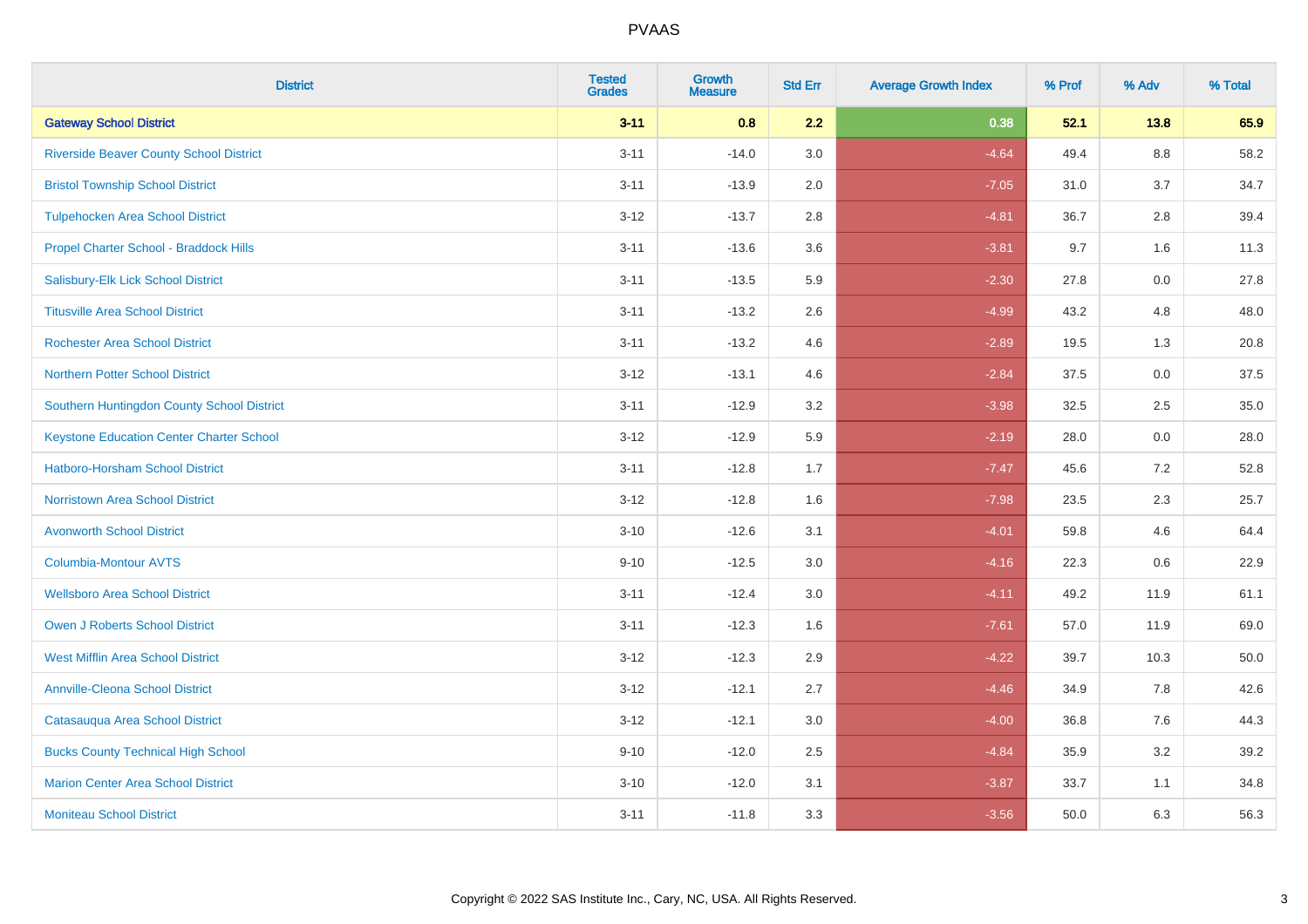# PVAAS

| District | Tested Grades | Growth Measure | Std Err | Average Growth Index | % Prof | % Adv | % Total |
|---|---|---|---|---|---|---|---|
| **Gateway School District** | **3-11** | **0.8** | **2.2** | **0.38** | **52.1** | **13.8** | **65.9** |
| Riverside Beaver County School District | 3-11 | -14.0 | 3.0 | -4.64 | 49.4 | 8.8 | 58.2 |
| Bristol Township School District | 3-11 | -13.9 | 2.0 | -7.05 | 31.0 | 3.7 | 34.7 |
| Tulpehocken Area School District | 3-12 | -13.7 | 2.8 | -4.81 | 36.7 | 2.8 | 39.4 |
| Propel Charter School - Braddock Hills | 3-11 | -13.6 | 3.6 | -3.81 | 9.7 | 1.6 | 11.3 |
| Salisbury-Elk Lick School District | 3-11 | -13.5 | 5.9 | -2.30 | 27.8 | 0.0 | 27.8 |
| Titusville Area School District | 3-11 | -13.2 | 2.6 | -4.99 | 43.2 | 4.8 | 48.0 |
| Rochester Area School District | 3-11 | -13.2 | 4.6 | -2.89 | 19.5 | 1.3 | 20.8 |
| Northern Potter School District | 3-12 | -13.1 | 4.6 | -2.84 | 37.5 | 0.0 | 37.5 |
| Southern Huntingdon County School District | 3-11 | -12.9 | 3.2 | -3.98 | 32.5 | 2.5 | 35.0 |
| Keystone Education Center Charter School | 3-12 | -12.9 | 5.9 | -2.19 | 28.0 | 0.0 | 28.0 |
| Hatboro-Horsham School District | 3-11 | -12.8 | 1.7 | -7.47 | 45.6 | 7.2 | 52.8 |
| Norristown Area School District | 3-12 | -12.8 | 1.6 | -7.98 | 23.5 | 2.3 | 25.7 |
| Avonworth School District | 3-10 | -12.6 | 3.1 | -4.01 | 59.8 | 4.6 | 64.4 |
| Columbia-Montour AVTS | 9-10 | -12.5 | 3.0 | -4.16 | 22.3 | 0.6 | 22.9 |
| Wellsboro Area School District | 3-11 | -12.4 | 3.0 | -4.11 | 49.2 | 11.9 | 61.1 |
| Owen J Roberts School District | 3-11 | -12.3 | 1.6 | -7.61 | 57.0 | 11.9 | 69.0 |
| West Mifflin Area School District | 3-12 | -12.3 | 2.9 | -4.22 | 39.7 | 10.3 | 50.0 |
| Annville-Cleona School District | 3-12 | -12.1 | 2.7 | -4.46 | 34.9 | 7.8 | 42.6 |
| Catasauqua Area School District | 3-12 | -12.1 | 3.0 | -4.00 | 36.8 | 7.6 | 44.3 |
| Bucks County Technical High School | 9-10 | -12.0 | 2.5 | -4.84 | 35.9 | 3.2 | 39.2 |
| Marion Center Area School District | 3-10 | -12.0 | 3.1 | -3.87 | 33.7 | 1.1 | 34.8 |
| Moniteau School District | 3-11 | -11.8 | 3.3 | -3.56 | 50.0 | 6.3 | 56.3 |

Copyright © 2022 SAS Institute Inc., Cary, NC, USA. All Rights Reserved.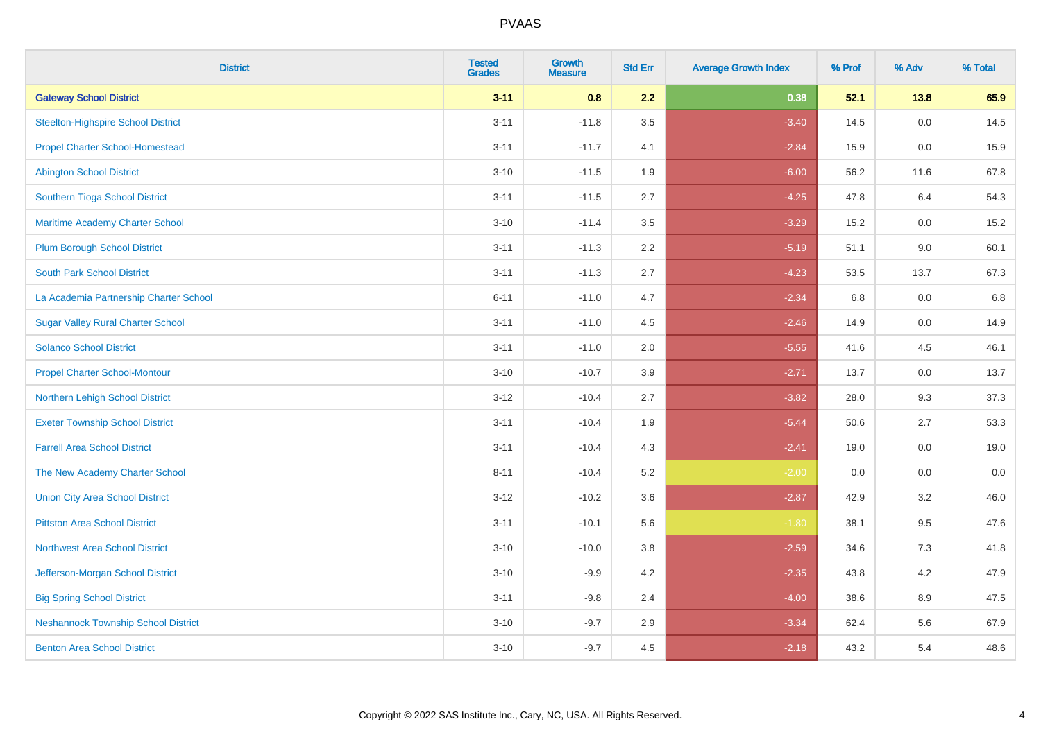| District | Tested Grades | Growth Measure | Std Err | Average Growth Index | % Prof | % Adv | % Total |
|---|---|---|---|---|---|---|---|
| **Gateway School District** | **3-11** | **0.8** | **2.2** | **0.38** | **52.1** | **13.8** | **65.9** |
| Steelton-Highspire School District | 3-11 | -11.8 | 3.5 | -3.40 | 14.5 | 0.0 | 14.5 |
| Propel Charter School-Homestead | 3-11 | -11.7 | 4.1 | -2.84 | 15.9 | 0.0 | 15.9 |
| Abington School District | 3-10 | -11.5 | 1.9 | -6.00 | 56.2 | 11.6 | 67.8 |
| Southern Tioga School District | 3-11 | -11.5 | 2.7 | -4.25 | 47.8 | 6.4 | 54.3 |
| Maritime Academy Charter School | 3-10 | -11.4 | 3.5 | -3.29 | 15.2 | 0.0 | 15.2 |
| Plum Borough School District | 3-11 | -11.3 | 2.2 | -5.19 | 51.1 | 9.0 | 60.1 |
| South Park School District | 3-11 | -11.3 | 2.7 | -4.23 | 53.5 | 13.7 | 67.3 |
| La Academia Partnership Charter School | 6-11 | -11.0 | 4.7 | -2.34 | 6.8 | 0.0 | 6.8 |
| Sugar Valley Rural Charter School | 3-11 | -11.0 | 4.5 | -2.46 | 14.9 | 0.0 | 14.9 |
| Solanco School District | 3-11 | -11.0 | 2.0 | -5.55 | 41.6 | 4.5 | 46.1 |
| Propel Charter School-Montour | 3-10 | -10.7 | 3.9 | -2.71 | 13.7 | 0.0 | 13.7 |
| Northern Lehigh School District | 3-12 | -10.4 | 2.7 | -3.82 | 28.0 | 9.3 | 37.3 |
| Exeter Township School District | 3-11 | -10.4 | 1.9 | -5.44 | 50.6 | 2.7 | 53.3 |
| Farrell Area School District | 3-11 | -10.4 | 4.3 | -2.41 | 19.0 | 0.0 | 19.0 |
| The New Academy Charter School | 8-11 | -10.4 | 5.2 | -2.00 | 0.0 | 0.0 | 0.0 |
| Union City Area School District | 3-12 | -10.2 | 3.6 | -2.87 | 42.9 | 3.2 | 46.0 |
| Pittston Area School District | 3-11 | -10.1 | 5.6 | -1.80 | 38.1 | 9.5 | 47.6 |
| Northwest Area School District | 3-10 | -10.0 | 3.8 | -2.59 | 34.6 | 7.3 | 41.8 |
| Jefferson-Morgan School District | 3-10 | -9.9 | 4.2 | -2.35 | 43.8 | 4.2 | 47.9 |
| Big Spring School District | 3-11 | -9.8 | 2.4 | -4.00 | 38.6 | 8.9 | 47.5 |
| Neshannock Township School District | 3-10 | -9.7 | 2.9 | -3.34 | 62.4 | 5.6 | 67.9 |
| Benton Area School District | 3-10 | -9.7 | 4.5 | -2.18 | 43.2 | 5.4 | 48.6 |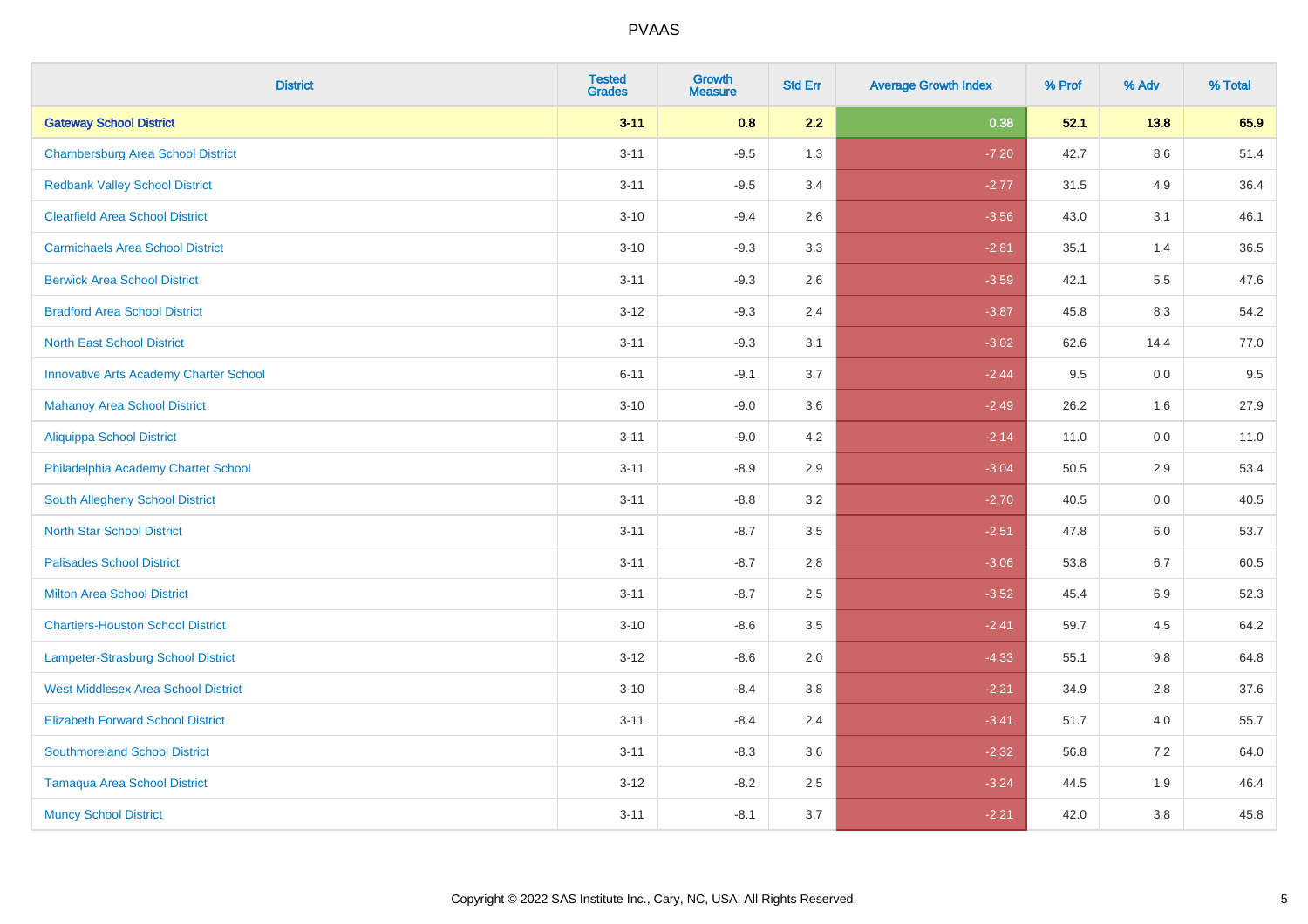# PVAAS

| District | Tested Grades | Growth Measure | Std Err | Average Growth Index | % Prof | % Adv | % Total |
|---|---|---|---|---|---|---|---|
| **Gateway School District** | **3-11** | **0.8** | **2.2** | **0.38** | **52.1** | **13.8** | **65.9** |
| Chambersburg Area School District | 3-11 | -9.5 | 1.3 | -7.20 | 42.7 | 8.6 | 51.4 |
| Redbank Valley School District | 3-11 | -9.5 | 3.4 | -2.77 | 31.5 | 4.9 | 36.4 |
| Clearfield Area School District | 3-10 | -9.4 | 2.6 | -3.56 | 43.0 | 3.1 | 46.1 |
| Carmichaels Area School District | 3-10 | -9.3 | 3.3 | -2.81 | 35.1 | 1.4 | 36.5 |
| Berwick Area School District | 3-11 | -9.3 | 2.6 | -3.59 | 42.1 | 5.5 | 47.6 |
| Bradford Area School District | 3-12 | -9.3 | 2.4 | -3.87 | 45.8 | 8.3 | 54.2 |
| North East School District | 3-11 | -9.3 | 3.1 | -3.02 | 62.6 | 14.4 | 77.0 |
| Innovative Arts Academy Charter School | 6-11 | -9.1 | 3.7 | -2.44 | 9.5 | 0.0 | 9.5 |
| Mahanoy Area School District | 3-10 | -9.0 | 3.6 | -2.49 | 26.2 | 1.6 | 27.9 |
| Aliquippa School District | 3-11 | -9.0 | 4.2 | -2.14 | 11.0 | 0.0 | 11.0 |
| Philadelphia Academy Charter School | 3-11 | -8.9 | 2.9 | -3.04 | 50.5 | 2.9 | 53.4 |
| South Allegheny School District | 3-11 | -8.8 | 3.2 | -2.70 | 40.5 | 0.0 | 40.5 |
| North Star School District | 3-11 | -8.7 | 3.5 | -2.51 | 47.8 | 6.0 | 53.7 |
| Palisades School District | 3-11 | -8.7 | 2.8 | -3.06 | 53.8 | 6.7 | 60.5 |
| Milton Area School District | 3-11 | -8.7 | 2.5 | -3.52 | 45.4 | 6.9 | 52.3 |
| Chartiers-Houston School District | 3-10 | -8.6 | 3.5 | -2.41 | 59.7 | 4.5 | 64.2 |
| Lampeter-Strasburg School District | 3-12 | -8.6 | 2.0 | -4.33 | 55.1 | 9.8 | 64.8 |
| West Middlesex Area School District | 3-10 | -8.4 | 3.8 | -2.21 | 34.9 | 2.8 | 37.6 |
| Elizabeth Forward School District | 3-11 | -8.4 | 2.4 | -3.41 | 51.7 | 4.0 | 55.7 |
| Southmoreland School District | 3-11 | -8.3 | 3.6 | -2.32 | 56.8 | 7.2 | 64.0 |
| Tamaqua Area School District | 3-12 | -8.2 | 2.5 | -3.24 | 44.5 | 1.9 | 46.4 |
| Muncy School District | 3-11 | -8.1 | 3.7 | -2.21 | 42.0 | 3.8 | 45.8 |

Copyright © 2022 SAS Institute Inc., Cary, NC, USA. All Rights Reserved.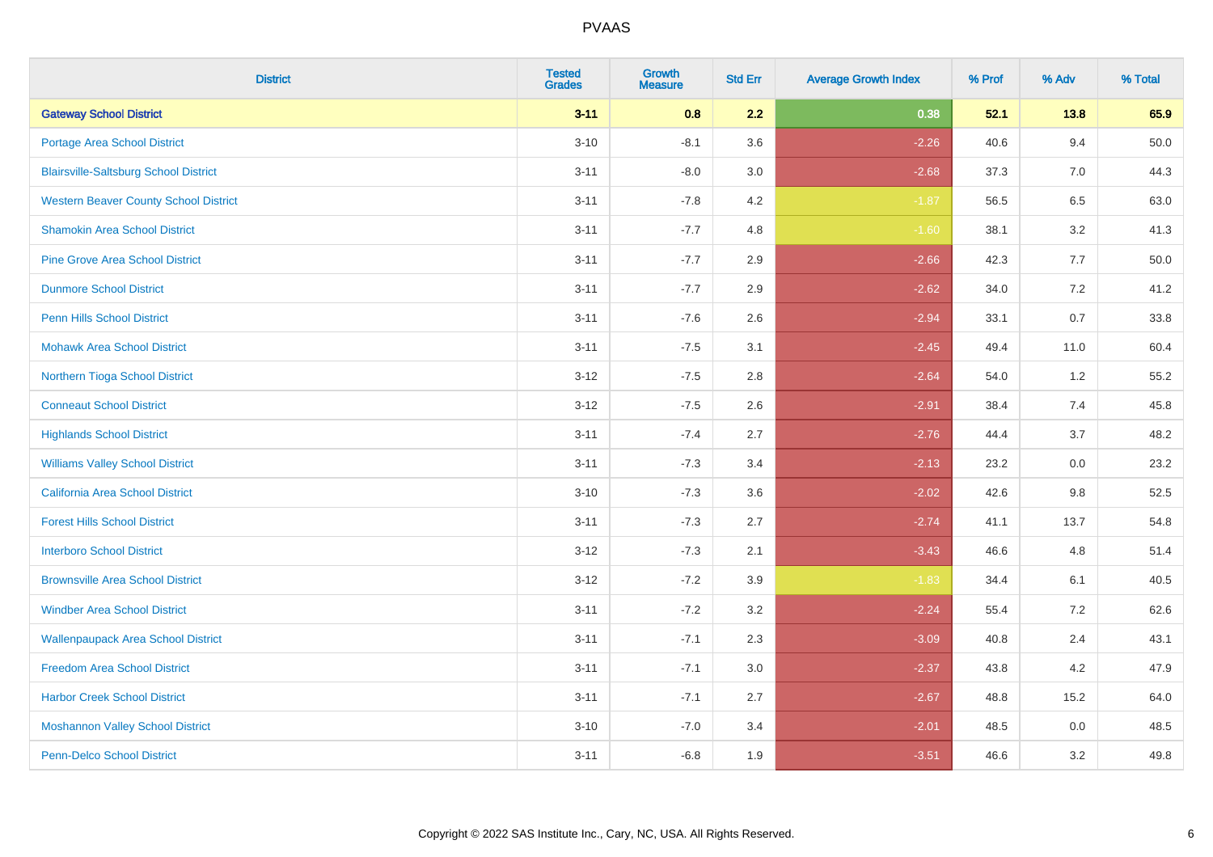# PVAAS

| District | Tested Grades | Growth Measure | Std Err | Average Growth Index | % Prof | % Adv | % Total |
|---|---|---|---|---|---|---|---|
| **Gateway School District** | **3-11** | **0.8** | **2.2** | **0.38** | **52.1** | **13.8** | **65.9** |
| Portage Area School District | 3-10 | -8.1 | 3.6 | -2.26 | 40.6 | 9.4 | 50.0 |
| Blairsville-Saltsburg School District | 3-11 | -8.0 | 3.0 | -2.68 | 37.3 | 7.0 | 44.3 |
| Western Beaver County School District | 3-11 | -7.8 | 4.2 | -1.87 | 56.5 | 6.5 | 63.0 |
| Shamokin Area School District | 3-11 | -7.7 | 4.8 | -1.60 | 38.1 | 3.2 | 41.3 |
| Pine Grove Area School District | 3-11 | -7.7 | 2.9 | -2.66 | 42.3 | 7.7 | 50.0 |
| Dunmore School District | 3-11 | -7.7 | 2.9 | -2.62 | 34.0 | 7.2 | 41.2 |
| Penn Hills School District | 3-11 | -7.6 | 2.6 | -2.94 | 33.1 | 0.7 | 33.8 |
| Mohawk Area School District | 3-11 | -7.5 | 3.1 | -2.45 | 49.4 | 11.0 | 60.4 |
| Northern Tioga School District | 3-12 | -7.5 | 2.8 | -2.64 | 54.0 | 1.2 | 55.2 |
| Conneaut School District | 3-12 | -7.5 | 2.6 | -2.91 | 38.4 | 7.4 | 45.8 |
| Highlands School District | 3-11 | -7.4 | 2.7 | -2.76 | 44.4 | 3.7 | 48.2 |
| Williams Valley School District | 3-11 | -7.3 | 3.4 | -2.13 | 23.2 | 0.0 | 23.2 |
| California Area School District | 3-10 | -7.3 | 3.6 | -2.02 | 42.6 | 9.8 | 52.5 |
| Forest Hills School District | 3-11 | -7.3 | 2.7 | -2.74 | 41.1 | 13.7 | 54.8 |
| Interboro School District | 3-12 | -7.3 | 2.1 | -3.43 | 46.6 | 4.8 | 51.4 |
| Brownsville Area School District | 3-12 | -7.2 | 3.9 | -1.83 | 34.4 | 6.1 | 40.5 |
| Windber Area School District | 3-11 | -7.2 | 3.2 | -2.24 | 55.4 | 7.2 | 62.6 |
| Wallenpaupack Area School District | 3-11 | -7.1 | 2.3 | -3.09 | 40.8 | 2.4 | 43.1 |
| Freedom Area School District | 3-11 | -7.1 | 3.0 | -2.37 | 43.8 | 4.2 | 47.9 |
| Harbor Creek School District | 3-11 | -7.1 | 2.7 | -2.67 | 48.8 | 15.2 | 64.0 |
| Moshannon Valley School District | 3-10 | -7.0 | 3.4 | -2.01 | 48.5 | 0.0 | 48.5 |
| Penn-Delco School District | 3-11 | -6.8 | 1.9 | -3.51 | 46.6 | 3.2 | 49.8 |

Copyright © 2022 SAS Institute Inc., Cary, NC, USA. All Rights Reserved.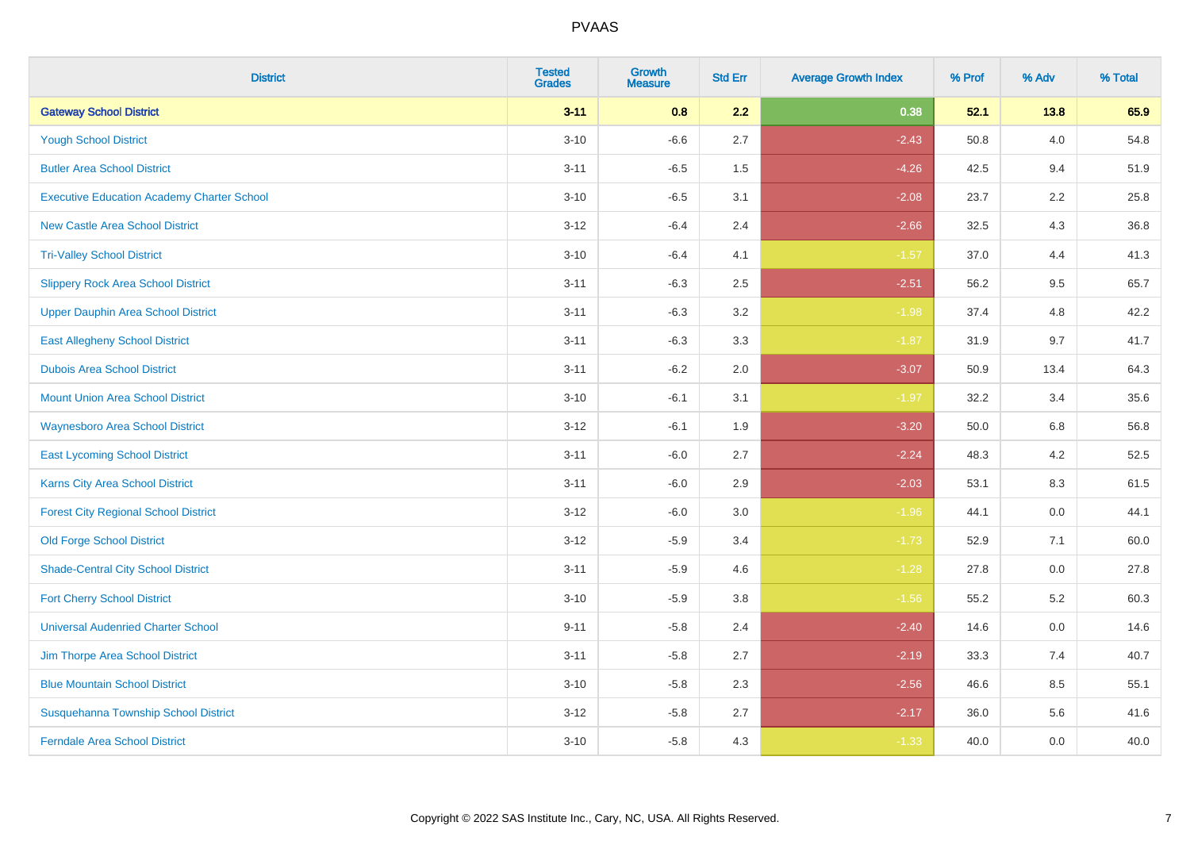| District | Tested Grades | Growth Measure | Std Err | Average Growth Index | % Prof | % Adv | % Total |
|---|---|---|---|---|---|---|---|
| **Gateway School District** | **3-11** | **0.8** | **2.2** | **0.38** | **52.1** | **13.8** | **65.9** |
| Yough School District | 3-10 | -6.6 | 2.7 | -2.43 | 50.8 | 4.0 | 54.8 |
| Butler Area School District | 3-11 | -6.5 | 1.5 | -4.26 | 42.5 | 9.4 | 51.9 |
| Executive Education Academy Charter School | 3-10 | -6.5 | 3.1 | -2.08 | 23.7 | 2.2 | 25.8 |
| New Castle Area School District | 3-12 | -6.4 | 2.4 | -2.66 | 32.5 | 4.3 | 36.8 |
| Tri-Valley School District | 3-10 | -6.4 | 4.1 | -1.57 | 37.0 | 4.4 | 41.3 |
| Slippery Rock Area School District | 3-11 | -6.3 | 2.5 | -2.51 | 56.2 | 9.5 | 65.7 |
| Upper Dauphin Area School District | 3-11 | -6.3 | 3.2 | -1.98 | 37.4 | 4.8 | 42.2 |
| East Allegheny School District | 3-11 | -6.3 | 3.3 | -1.87 | 31.9 | 9.7 | 41.7 |
| Dubois Area School District | 3-11 | -6.2 | 2.0 | -3.07 | 50.9 | 13.4 | 64.3 |
| Mount Union Area School District | 3-10 | -6.1 | 3.1 | -1.97 | 32.2 | 3.4 | 35.6 |
| Waynesboro Area School District | 3-12 | -6.1 | 1.9 | -3.20 | 50.0 | 6.8 | 56.8 |
| East Lycoming School District | 3-11 | -6.0 | 2.7 | -2.24 | 48.3 | 4.2 | 52.5 |
| Karns City Area School District | 3-11 | -6.0 | 2.9 | -2.03 | 53.1 | 8.3 | 61.5 |
| Forest City Regional School District | 3-12 | -6.0 | 3.0 | -1.96 | 44.1 | 0.0 | 44.1 |
| Old Forge School District | 3-12 | -5.9 | 3.4 | -1.73 | 52.9 | 7.1 | 60.0 |
| Shade-Central City School District | 3-11 | -5.9 | 4.6 | -1.28 | 27.8 | 0.0 | 27.8 |
| Fort Cherry School District | 3-10 | -5.9 | 3.8 | -1.56 | 55.2 | 5.2 | 60.3 |
| Universal Audenried Charter School | 9-11 | -5.8 | 2.4 | -2.40 | 14.6 | 0.0 | 14.6 |
| Jim Thorpe Area School District | 3-11 | -5.8 | 2.7 | -2.19 | 33.3 | 7.4 | 40.7 |
| Blue Mountain School District | 3-10 | -5.8 | 2.3 | -2.56 | 46.6 | 8.5 | 55.1 |
| Susquehanna Township School District | 3-12 | -5.8 | 2.7 | -2.17 | 36.0 | 5.6 | 41.6 |
| Ferndale Area School District | 3-10 | -5.8 | 4.3 | -1.33 | 40.0 | 0.0 | 40.0 |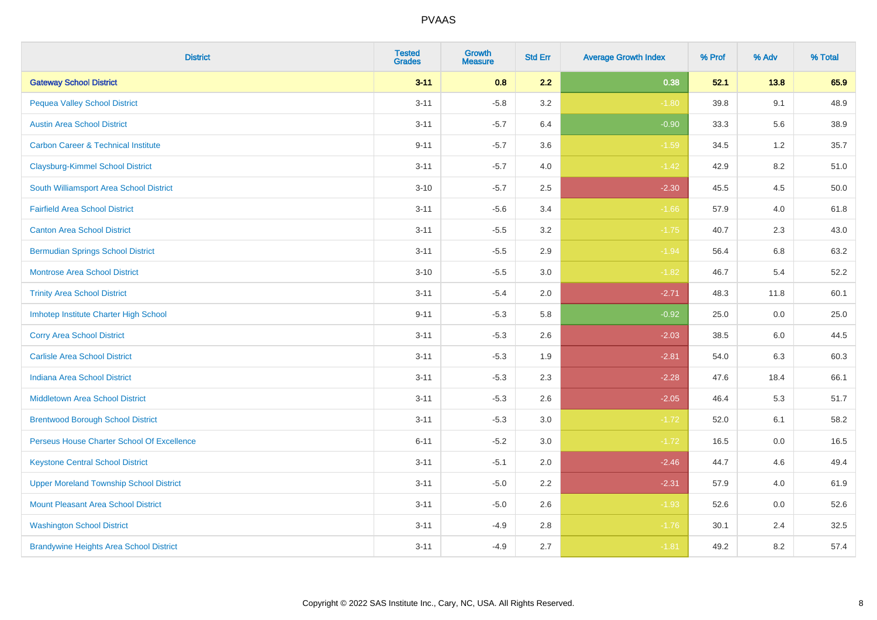| District | Tested Grades | Growth Measure | Std Err | Average Growth Index | % Prof | % Adv | % Total |
|---|---|---|---|---|---|---|---|
| **Gateway School District** | **3-11** | **0.8** | **2.2** | **0.38** | **52.1** | **13.8** | **65.9** |
| Pequea Valley School District | 3-11 | -5.8 | 3.2 | -1.80 | 39.8 | 9.1 | 48.9 |
| Austin Area School District | 3-11 | -5.7 | 6.4 | -0.90 | 33.3 | 5.6 | 38.9 |
| Carbon Career & Technical Institute | 9-11 | -5.7 | 3.6 | -1.59 | 34.5 | 1.2 | 35.7 |
| Claysburg-Kimmel School District | 3-11 | -5.7 | 4.0 | -1.42 | 42.9 | 8.2 | 51.0 |
| South Williamsport Area School District | 3-10 | -5.7 | 2.5 | -2.30 | 45.5 | 4.5 | 50.0 |
| Fairfield Area School District | 3-11 | -5.6 | 3.4 | -1.66 | 57.9 | 4.0 | 61.8 |
| Canton Area School District | 3-11 | -5.5 | 3.2 | -1.75 | 40.7 | 2.3 | 43.0 |
| Bermudian Springs School District | 3-11 | -5.5 | 2.9 | -1.94 | 56.4 | 6.8 | 63.2 |
| Montrose Area School District | 3-10 | -5.5 | 3.0 | -1.82 | 46.7 | 5.4 | 52.2 |
| Trinity Area School District | 3-11 | -5.4 | 2.0 | -2.71 | 48.3 | 11.8 | 60.1 |
| Imhotep Institute Charter High School | 9-11 | -5.3 | 5.8 | -0.92 | 25.0 | 0.0 | 25.0 |
| Corry Area School District | 3-11 | -5.3 | 2.6 | -2.03 | 38.5 | 6.0 | 44.5 |
| Carlisle Area School District | 3-11 | -5.3 | 1.9 | -2.81 | 54.0 | 6.3 | 60.3 |
| Indiana Area School District | 3-11 | -5.3 | 2.3 | -2.28 | 47.6 | 18.4 | 66.1 |
| Middletown Area School District | 3-11 | -5.3 | 2.6 | -2.05 | 46.4 | 5.3 | 51.7 |
| Brentwood Borough School District | 3-11 | -5.3 | 3.0 | -1.72 | 52.0 | 6.1 | 58.2 |
| Perseus House Charter School Of Excellence | 6-11 | -5.2 | 3.0 | -1.72 | 16.5 | 0.0 | 16.5 |
| Keystone Central School District | 3-11 | -5.1 | 2.0 | -2.46 | 44.7 | 4.6 | 49.4 |
| Upper Moreland Township School District | 3-11 | -5.0 | 2.2 | -2.31 | 57.9 | 4.0 | 61.9 |
| Mount Pleasant Area School District | 3-11 | -5.0 | 2.6 | -1.93 | 52.6 | 0.0 | 52.6 |
| Washington School District | 3-11 | -4.9 | 2.8 | -1.76 | 30.1 | 2.4 | 32.5 |
| Brandywine Heights Area School District | 3-11 | -4.9 | 2.7 | -1.81 | 49.2 | 8.2 | 57.4 |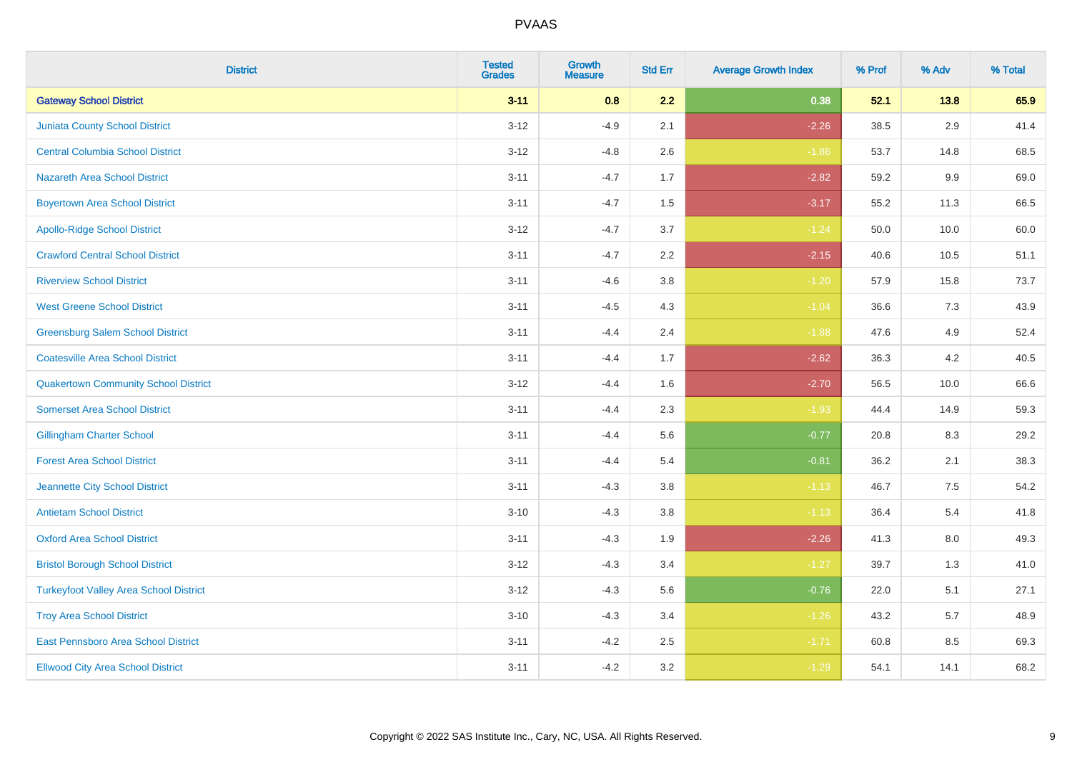# PVAAS

| District | Tested Grades | Growth Measure | Std Err | Average Growth Index | % Prof | % Adv | % Total |
|---|---|---|---|---|---|---|---|
| **Gateway School District** | **3-11** | **0.8** | **2.2** | **0.38** | **52.1** | **13.8** | **65.9** |
| Juniata County School District | 3-12 | -4.9 | 2.1 | -2.26 | 38.5 | 2.9 | 41.4 |
| Central Columbia School District | 3-12 | -4.8 | 2.6 | -1.86 | 53.7 | 14.8 | 68.5 |
| Nazareth Area School District | 3-11 | -4.7 | 1.7 | -2.82 | 59.2 | 9.9 | 69.0 |
| Boyertown Area School District | 3-11 | -4.7 | 1.5 | -3.17 | 55.2 | 11.3 | 66.5 |
| Apollo-Ridge School District | 3-12 | -4.7 | 3.7 | -1.24 | 50.0 | 10.0 | 60.0 |
| Crawford Central School District | 3-11 | -4.7 | 2.2 | -2.15 | 40.6 | 10.5 | 51.1 |
| Riverview School District | 3-11 | -4.6 | 3.8 | -1.20 | 57.9 | 15.8 | 73.7 |
| West Greene School District | 3-11 | -4.5 | 4.3 | -1.04 | 36.6 | 7.3 | 43.9 |
| Greensburg Salem School District | 3-11 | -4.4 | 2.4 | -1.88 | 47.6 | 4.9 | 52.4 |
| Coatesville Area School District | 3-11 | -4.4 | 1.7 | -2.62 | 36.3 | 4.2 | 40.5 |
| Quakertown Community School District | 3-12 | -4.4 | 1.6 | -2.70 | 56.5 | 10.0 | 66.6 |
| Somerset Area School District | 3-11 | -4.4 | 2.3 | -1.93 | 44.4 | 14.9 | 59.3 |
| Gillingham Charter School | 3-11 | -4.4 | 5.6 | -0.77 | 20.8 | 8.3 | 29.2 |
| Forest Area School District | 3-11 | -4.4 | 5.4 | -0.81 | 36.2 | 2.1 | 38.3 |
| Jeannette City School District | 3-11 | -4.3 | 3.8 | -1.13 | 46.7 | 7.5 | 54.2 |
| Antietam School District | 3-10 | -4.3 | 3.8 | -1.13 | 36.4 | 5.4 | 41.8 |
| Oxford Area School District | 3-11 | -4.3 | 1.9 | -2.26 | 41.3 | 8.0 | 49.3 |
| Bristol Borough School District | 3-12 | -4.3 | 3.4 | -1.27 | 39.7 | 1.3 | 41.0 |
| Turkeyfoot Valley Area School District | 3-12 | -4.3 | 5.6 | -0.76 | 22.0 | 5.1 | 27.1 |
| Troy Area School District | 3-10 | -4.3 | 3.4 | -1.26 | 43.2 | 5.7 | 48.9 |
| East Pennsboro Area School District | 3-11 | -4.2 | 2.5 | -1.71 | 60.8 | 8.5 | 69.3 |
| Ellwood City Area School District | 3-11 | -4.2 | 3.2 | -1.29 | 54.1 | 14.1 | 68.2 |

Copyright © 2022 SAS Institute Inc., Cary, NC, USA. All Rights Reserved.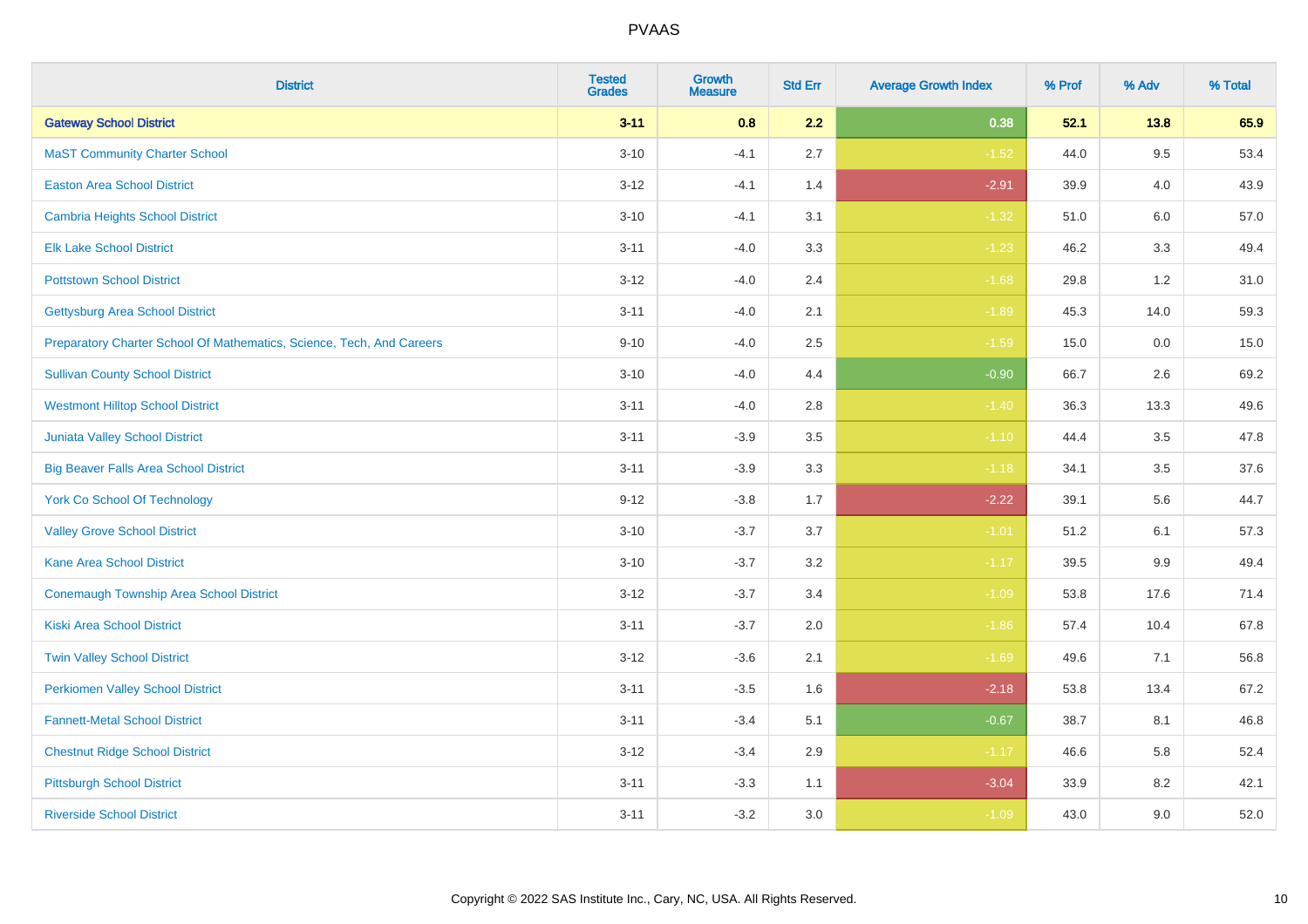# PVAAS

| District | Tested Grades | Growth Measure | Std Err | Average Growth Index | % Prof | % Adv | % Total |
|---|---|---|---|---|---|---|---|
| **Gateway School District** | **3-11** | **0.8** | **2.2** | **0.38** | **52.1** | **13.8** | **65.9** |
| MaST Community Charter School | 3-10 | -4.1 | 2.7 | -1.52 | 44.0 | 9.5 | 53.4 |
| Easton Area School District | 3-12 | -4.1 | 1.4 | -2.91 | 39.9 | 4.0 | 43.9 |
| Cambria Heights School District | 3-10 | -4.1 | 3.1 | -1.32 | 51.0 | 6.0 | 57.0 |
| Elk Lake School District | 3-11 | -4.0 | 3.3 | -1.23 | 46.2 | 3.3 | 49.4 |
| Pottstown School District | 3-12 | -4.0 | 2.4 | -1.68 | 29.8 | 1.2 | 31.0 |
| Gettysburg Area School District | 3-11 | -4.0 | 2.1 | -1.89 | 45.3 | 14.0 | 59.3 |
| Preparatory Charter School Of Mathematics, Science, Tech, And Careers | 9-10 | -4.0 | 2.5 | -1.59 | 15.0 | 0.0 | 15.0 |
| Sullivan County School District | 3-10 | -4.0 | 4.4 | -0.90 | 66.7 | 2.6 | 69.2 |
| Westmont Hilltop School District | 3-11 | -4.0 | 2.8 | -1.40 | 36.3 | 13.3 | 49.6 |
| Juniata Valley School District | 3-11 | -3.9 | 3.5 | -1.10 | 44.4 | 3.5 | 47.8 |
| Big Beaver Falls Area School District | 3-11 | -3.9 | 3.3 | -1.18 | 34.1 | 3.5 | 37.6 |
| York Co School Of Technology | 9-12 | -3.8 | 1.7 | -2.22 | 39.1 | 5.6 | 44.7 |
| Valley Grove School District | 3-10 | -3.7 | 3.7 | -1.01 | 51.2 | 6.1 | 57.3 |
| Kane Area School District | 3-10 | -3.7 | 3.2 | -1.17 | 39.5 | 9.9 | 49.4 |
| Conemaugh Township Area School District | 3-12 | -3.7 | 3.4 | -1.09 | 53.8 | 17.6 | 71.4 |
| Kiski Area School District | 3-11 | -3.7 | 2.0 | -1.86 | 57.4 | 10.4 | 67.8 |
| Twin Valley School District | 3-12 | -3.6 | 2.1 | -1.69 | 49.6 | 7.1 | 56.8 |
| Perkiomen Valley School District | 3-11 | -3.5 | 1.6 | -2.18 | 53.8 | 13.4 | 67.2 |
| Fannett-Metal School District | 3-11 | -3.4 | 5.1 | -0.67 | 38.7 | 8.1 | 46.8 |
| Chestnut Ridge School District | 3-12 | -3.4 | 2.9 | -1.17 | 46.6 | 5.8 | 52.4 |
| Pittsburgh School District | 3-11 | -3.3 | 1.1 | -3.04 | 33.9 | 8.2 | 42.1 |
| Riverside School District | 3-11 | -3.2 | 3.0 | -1.09 | 43.0 | 9.0 | 52.0 |

Copyright © 2022 SAS Institute Inc., Cary, NC, USA. All Rights Reserved.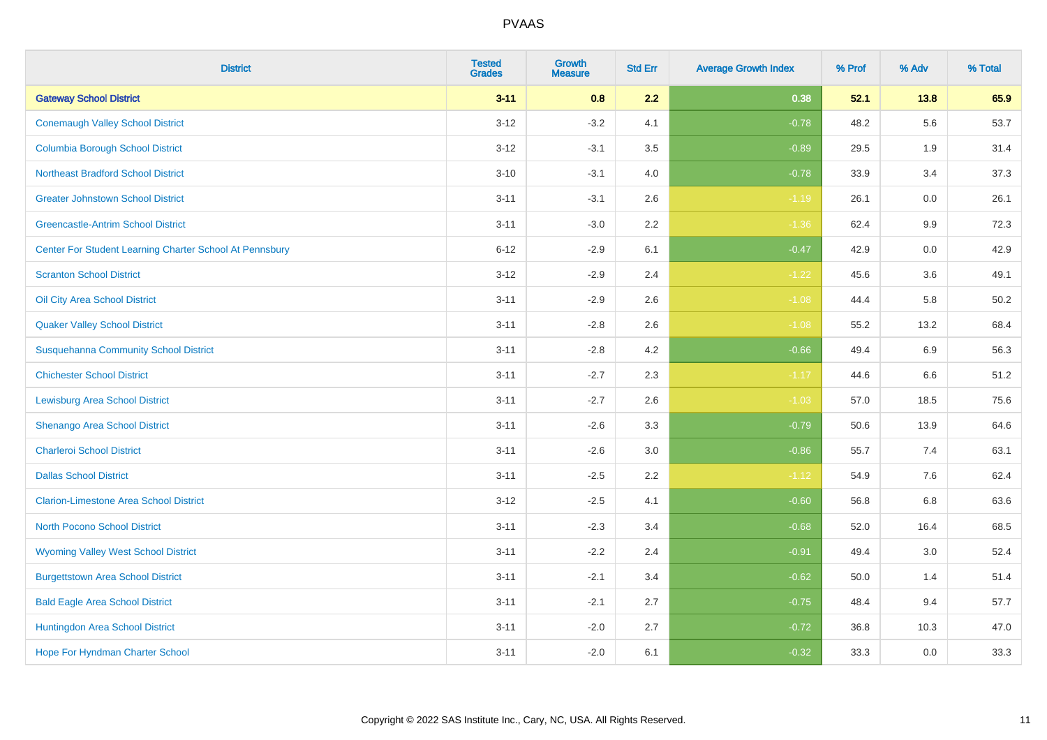# PVAAS

| District | Tested Grades | Growth Measure | Std Err | Average Growth Index | % Prof | % Adv | % Total |
|---|---|---|---|---|---|---|---|
| **Gateway School District** | **3-11** | **0.8** | **2.2** | **0.38** | **52.1** | **13.8** | **65.9** |
| Conemaugh Valley School District | 3-12 | -3.2 | 4.1 | -0.78 | 48.2 | 5.6 | 53.7 |
| Columbia Borough School District | 3-12 | -3.1 | 3.5 | -0.89 | 29.5 | 1.9 | 31.4 |
| Northeast Bradford School District | 3-10 | -3.1 | 4.0 | -0.78 | 33.9 | 3.4 | 37.3 |
| Greater Johnstown School District | 3-11 | -3.1 | 2.6 | -1.19 | 26.1 | 0.0 | 26.1 |
| Greencastle-Antrim School District | 3-11 | -3.0 | 2.2 | -1.36 | 62.4 | 9.9 | 72.3 |
| Center For Student Learning Charter School At Pennsbury | 6-12 | -2.9 | 6.1 | -0.47 | 42.9 | 0.0 | 42.9 |
| Scranton School District | 3-12 | -2.9 | 2.4 | -1.22 | 45.6 | 3.6 | 49.1 |
| Oil City Area School District | 3-11 | -2.9 | 2.6 | -1.08 | 44.4 | 5.8 | 50.2 |
| Quaker Valley School District | 3-11 | -2.8 | 2.6 | -1.08 | 55.2 | 13.2 | 68.4 |
| Susquehanna Community School District | 3-11 | -2.8 | 4.2 | -0.66 | 49.4 | 6.9 | 56.3 |
| Chichester School District | 3-11 | -2.7 | 2.3 | -1.17 | 44.6 | 6.6 | 51.2 |
| Lewisburg Area School District | 3-11 | -2.7 | 2.6 | -1.03 | 57.0 | 18.5 | 75.6 |
| Shenango Area School District | 3-11 | -2.6 | 3.3 | -0.79 | 50.6 | 13.9 | 64.6 |
| Charleroi School District | 3-11 | -2.6 | 3.0 | -0.86 | 55.7 | 7.4 | 63.1 |
| Dallas School District | 3-11 | -2.5 | 2.2 | -1.12 | 54.9 | 7.6 | 62.4 |
| Clarion-Limestone Area School District | 3-12 | -2.5 | 4.1 | -0.60 | 56.8 | 6.8 | 63.6 |
| North Pocono School District | 3-11 | -2.3 | 3.4 | -0.68 | 52.0 | 16.4 | 68.5 |
| Wyoming Valley West School District | 3-11 | -2.2 | 2.4 | -0.91 | 49.4 | 3.0 | 52.4 |
| Burgettstown Area School District | 3-11 | -2.1 | 3.4 | -0.62 | 50.0 | 1.4 | 51.4 |
| Bald Eagle Area School District | 3-11 | -2.1 | 2.7 | -0.75 | 48.4 | 9.4 | 57.7 |
| Huntingdon Area School District | 3-11 | -2.0 | 2.7 | -0.72 | 36.8 | 10.3 | 47.0 |
| Hope For Hyndman Charter School | 3-11 | -2.0 | 6.1 | -0.32 | 33.3 | 0.0 | 33.3 |

Copyright © 2022 SAS Institute Inc., Cary, NC, USA. All Rights Reserved.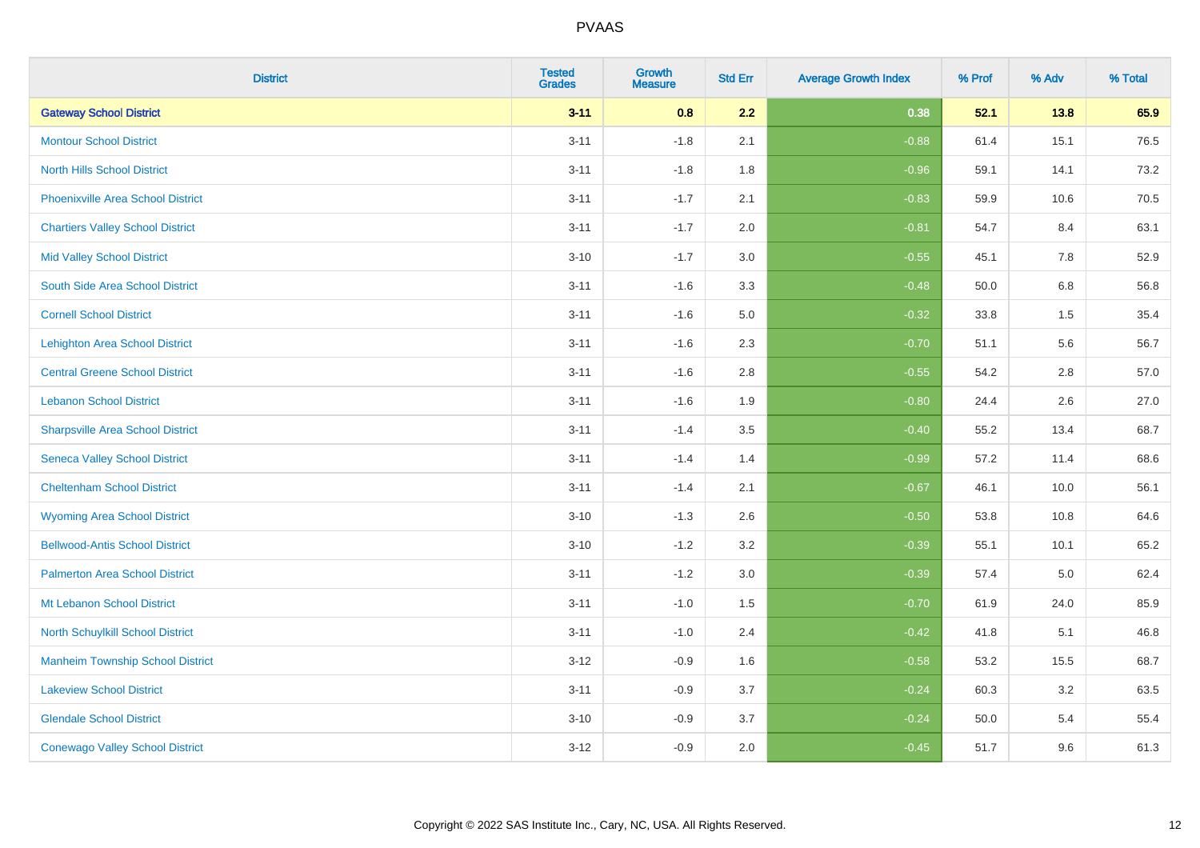| District | Tested Grades | Growth Measure | Std Err | Average Growth Index | % Prof | % Adv | % Total |
|---|---|---|---|---|---|---|---|
| **Gateway School District** | **3-11** | **0.8** | **2.2** | **0.38** | **52.1** | **13.8** | **65.9** |
| Montour School District | 3-11 | -1.8 | 2.1 | -0.88 | 61.4 | 15.1 | 76.5 |
| North Hills School District | 3-11 | -1.8 | 1.8 | -0.96 | 59.1 | 14.1 | 73.2 |
| Phoenixville Area School District | 3-11 | -1.7 | 2.1 | -0.83 | 59.9 | 10.6 | 70.5 |
| Chartiers Valley School District | 3-11 | -1.7 | 2.0 | -0.81 | 54.7 | 8.4 | 63.1 |
| Mid Valley School District | 3-10 | -1.7 | 3.0 | -0.55 | 45.1 | 7.8 | 52.9 |
| South Side Area School District | 3-11 | -1.6 | 3.3 | -0.48 | 50.0 | 6.8 | 56.8 |
| Cornell School District | 3-11 | -1.6 | 5.0 | -0.32 | 33.8 | 1.5 | 35.4 |
| Lehighton Area School District | 3-11 | -1.6 | 2.3 | -0.70 | 51.1 | 5.6 | 56.7 |
| Central Greene School District | 3-11 | -1.6 | 2.8 | -0.55 | 54.2 | 2.8 | 57.0 |
| Lebanon School District | 3-11 | -1.6 | 1.9 | -0.80 | 24.4 | 2.6 | 27.0 |
| Sharpsville Area School District | 3-11 | -1.4 | 3.5 | -0.40 | 55.2 | 13.4 | 68.7 |
| Seneca Valley School District | 3-11 | -1.4 | 1.4 | -0.99 | 57.2 | 11.4 | 68.6 |
| Cheltenham School District | 3-11 | -1.4 | 2.1 | -0.67 | 46.1 | 10.0 | 56.1 |
| Wyoming Area School District | 3-10 | -1.3 | 2.6 | -0.50 | 53.8 | 10.8 | 64.6 |
| Bellwood-Antis School District | 3-10 | -1.2 | 3.2 | -0.39 | 55.1 | 10.1 | 65.2 |
| Palmerton Area School District | 3-11 | -1.2 | 3.0 | -0.39 | 57.4 | 5.0 | 62.4 |
| Mt Lebanon School District | 3-11 | -1.0 | 1.5 | -0.70 | 61.9 | 24.0 | 85.9 |
| North Schuylkill School District | 3-11 | -1.0 | 2.4 | -0.42 | 41.8 | 5.1 | 46.8 |
| Manheim Township School District | 3-12 | -0.9 | 1.6 | -0.58 | 53.2 | 15.5 | 68.7 |
| Lakeview School District | 3-11 | -0.9 | 3.7 | -0.24 | 60.3 | 3.2 | 63.5 |
| Glendale School District | 3-10 | -0.9 | 3.7 | -0.24 | 50.0 | 5.4 | 55.4 |
| Conewago Valley School District | 3-12 | -0.9 | 2.0 | -0.45 | 51.7 | 9.6 | 61.3 |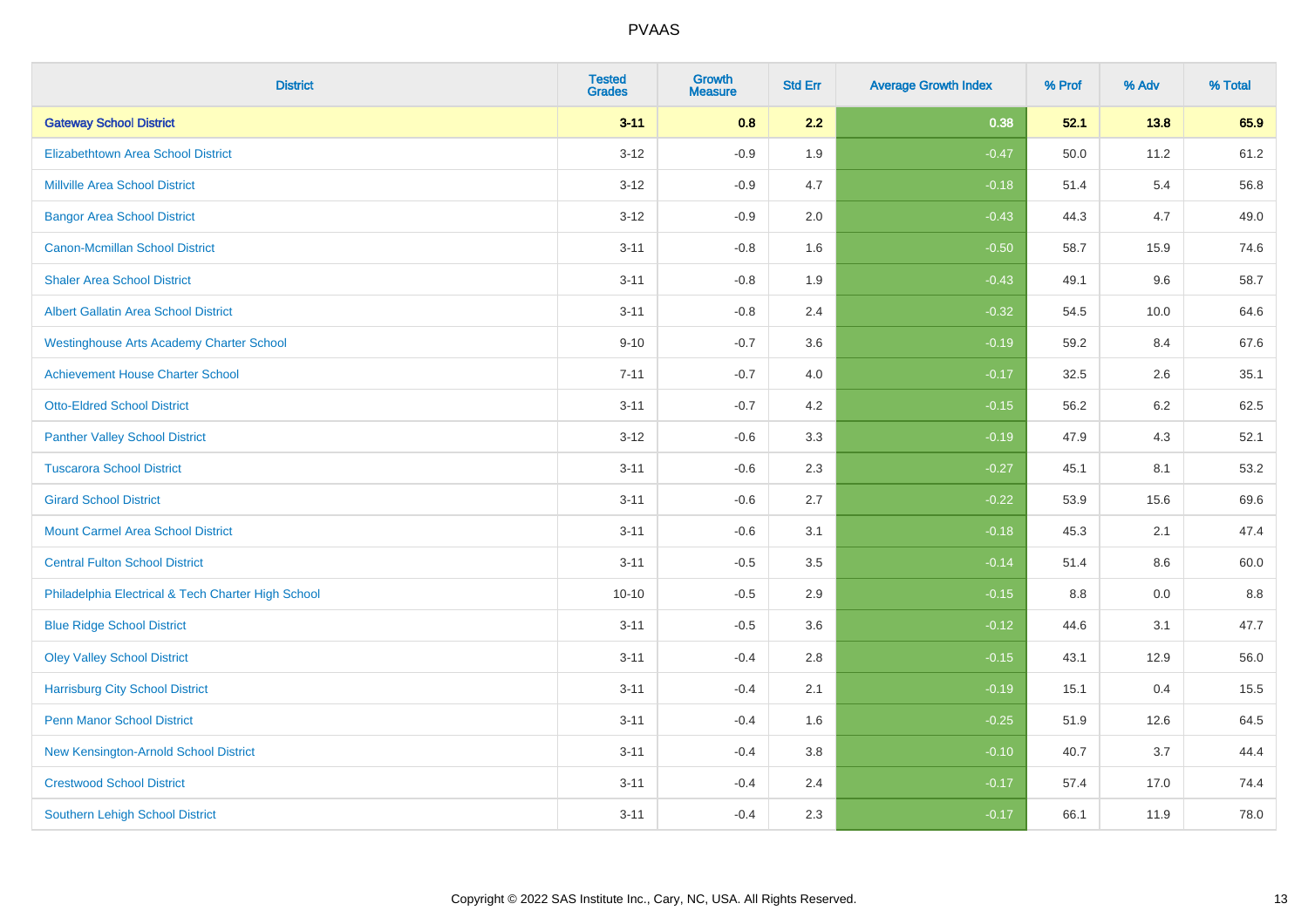PVAAS

| District | Tested Grades | Growth Measure | Std Err | Average Growth Index | % Prof | % Adv | % Total |
|---|---|---|---|---|---|---|---|
| **Gateway School District** | **3-11** | **0.8** | **2.2** | **0.38** | **52.1** | **13.8** | **65.9** |
| Elizabethtown Area School District | 3-12 | -0.9 | 1.9 | -0.47 | 50.0 | 11.2 | 61.2 |
| Millville Area School District | 3-12 | -0.9 | 4.7 | -0.18 | 51.4 | 5.4 | 56.8 |
| Bangor Area School District | 3-12 | -0.9 | 2.0 | -0.43 | 44.3 | 4.7 | 49.0 |
| Canon-Mcmillan School District | 3-11 | -0.8 | 1.6 | -0.50 | 58.7 | 15.9 | 74.6 |
| Shaler Area School District | 3-11 | -0.8 | 1.9 | -0.43 | 49.1 | 9.6 | 58.7 |
| Albert Gallatin Area School District | 3-11 | -0.8 | 2.4 | -0.32 | 54.5 | 10.0 | 64.6 |
| Westinghouse Arts Academy Charter School | 9-10 | -0.7 | 3.6 | -0.19 | 59.2 | 8.4 | 67.6 |
| Achievement House Charter School | 7-11 | -0.7 | 4.0 | -0.17 | 32.5 | 2.6 | 35.1 |
| Otto-Eldred School District | 3-11 | -0.7 | 4.2 | -0.15 | 56.2 | 6.2 | 62.5 |
| Panther Valley School District | 3-12 | -0.6 | 3.3 | -0.19 | 47.9 | 4.3 | 52.1 |
| Tuscarora School District | 3-11 | -0.6 | 2.3 | -0.27 | 45.1 | 8.1 | 53.2 |
| Girard School District | 3-11 | -0.6 | 2.7 | -0.22 | 53.9 | 15.6 | 69.6 |
| Mount Carmel Area School District | 3-11 | -0.6 | 3.1 | -0.18 | 45.3 | 2.1 | 47.4 |
| Central Fulton School District | 3-11 | -0.5 | 3.5 | -0.14 | 51.4 | 8.6 | 60.0 |
| Philadelphia Electrical & Tech Charter High School | 10-10 | -0.5 | 2.9 | -0.15 | 8.8 | 0.0 | 8.8 |
| Blue Ridge School District | 3-11 | -0.5 | 3.6 | -0.12 | 44.6 | 3.1 | 47.7 |
| Oley Valley School District | 3-11 | -0.4 | 2.8 | -0.15 | 43.1 | 12.9 | 56.0 |
| Harrisburg City School District | 3-11 | -0.4 | 2.1 | -0.19 | 15.1 | 0.4 | 15.5 |
| Penn Manor School District | 3-11 | -0.4 | 1.6 | -0.25 | 51.9 | 12.6 | 64.5 |
| New Kensington-Arnold School District | 3-11 | -0.4 | 3.8 | -0.10 | 40.7 | 3.7 | 44.4 |
| Crestwood School District | 3-11 | -0.4 | 2.4 | -0.17 | 57.4 | 17.0 | 74.4 |
| Southern Lehigh School District | 3-11 | -0.4 | 2.3 | -0.17 | 66.1 | 11.9 | 78.0 |

Copyright © 2022 SAS Institute Inc., Cary, NC, USA. All Rights Reserved.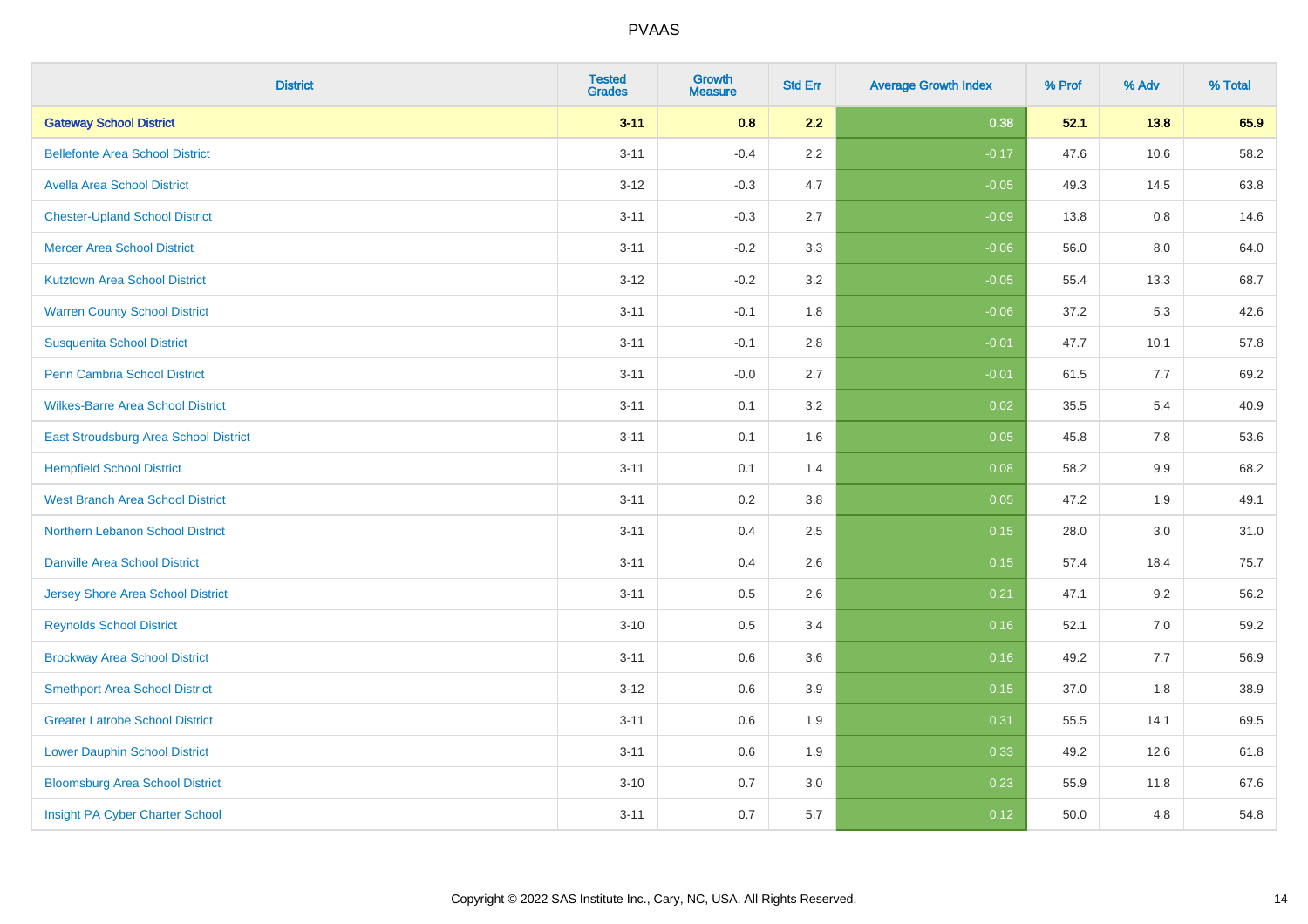# PVAAS

| District | Tested Grades | Growth Measure | Std Err | Average Growth Index | % Prof | % Adv | % Total |
|---|---|---|---|---|---|---|---|
| **Gateway School District** | **3-11** | **0.8** | **2.2** | **0.38** | **52.1** | **13.8** | **65.9** |
| Bellefonte Area School District | 3-11 | -0.4 | 2.2 | -0.17 | 47.6 | 10.6 | 58.2 |
| Avella Area School District | 3-12 | -0.3 | 4.7 | -0.05 | 49.3 | 14.5 | 63.8 |
| Chester-Upland School District | 3-11 | -0.3 | 2.7 | -0.09 | 13.8 | 0.8 | 14.6 |
| Mercer Area School District | 3-11 | -0.2 | 3.3 | -0.06 | 56.0 | 8.0 | 64.0 |
| Kutztown Area School District | 3-12 | -0.2 | 3.2 | -0.05 | 55.4 | 13.3 | 68.7 |
| Warren County School District | 3-11 | -0.1 | 1.8 | -0.06 | 37.2 | 5.3 | 42.6 |
| Susquenita School District | 3-11 | -0.1 | 2.8 | -0.01 | 47.7 | 10.1 | 57.8 |
| Penn Cambria School District | 3-11 | -0.0 | 2.7 | -0.01 | 61.5 | 7.7 | 69.2 |
| Wilkes-Barre Area School District | 3-11 | 0.1 | 3.2 | 0.02 | 35.5 | 5.4 | 40.9 |
| East Stroudsburg Area School District | 3-11 | 0.1 | 1.6 | 0.05 | 45.8 | 7.8 | 53.6 |
| Hempfield School District | 3-11 | 0.1 | 1.4 | 0.08 | 58.2 | 9.9 | 68.2 |
| West Branch Area School District | 3-11 | 0.2 | 3.8 | 0.05 | 47.2 | 1.9 | 49.1 |
| Northern Lebanon School District | 3-11 | 0.4 | 2.5 | 0.15 | 28.0 | 3.0 | 31.0 |
| Danville Area School District | 3-11 | 0.4 | 2.6 | 0.15 | 57.4 | 18.4 | 75.7 |
| Jersey Shore Area School District | 3-11 | 0.5 | 2.6 | 0.21 | 47.1 | 9.2 | 56.2 |
| Reynolds School District | 3-10 | 0.5 | 3.4 | 0.16 | 52.1 | 7.0 | 59.2 |
| Brockway Area School District | 3-11 | 0.6 | 3.6 | 0.16 | 49.2 | 7.7 | 56.9 |
| Smethport Area School District | 3-12 | 0.6 | 3.9 | 0.15 | 37.0 | 1.8 | 38.9 |
| Greater Latrobe School District | 3-11 | 0.6 | 1.9 | 0.31 | 55.5 | 14.1 | 69.5 |
| Lower Dauphin School District | 3-11 | 0.6 | 1.9 | 0.33 | 49.2 | 12.6 | 61.8 |
| Bloomsburg Area School District | 3-10 | 0.7 | 3.0 | 0.23 | 55.9 | 11.8 | 67.6 |
| Insight PA Cyber Charter School | 3-11 | 0.7 | 5.7 | 0.12 | 50.0 | 4.8 | 54.8 |

Copyright © 2022 SAS Institute Inc., Cary, NC, USA. All Rights Reserved.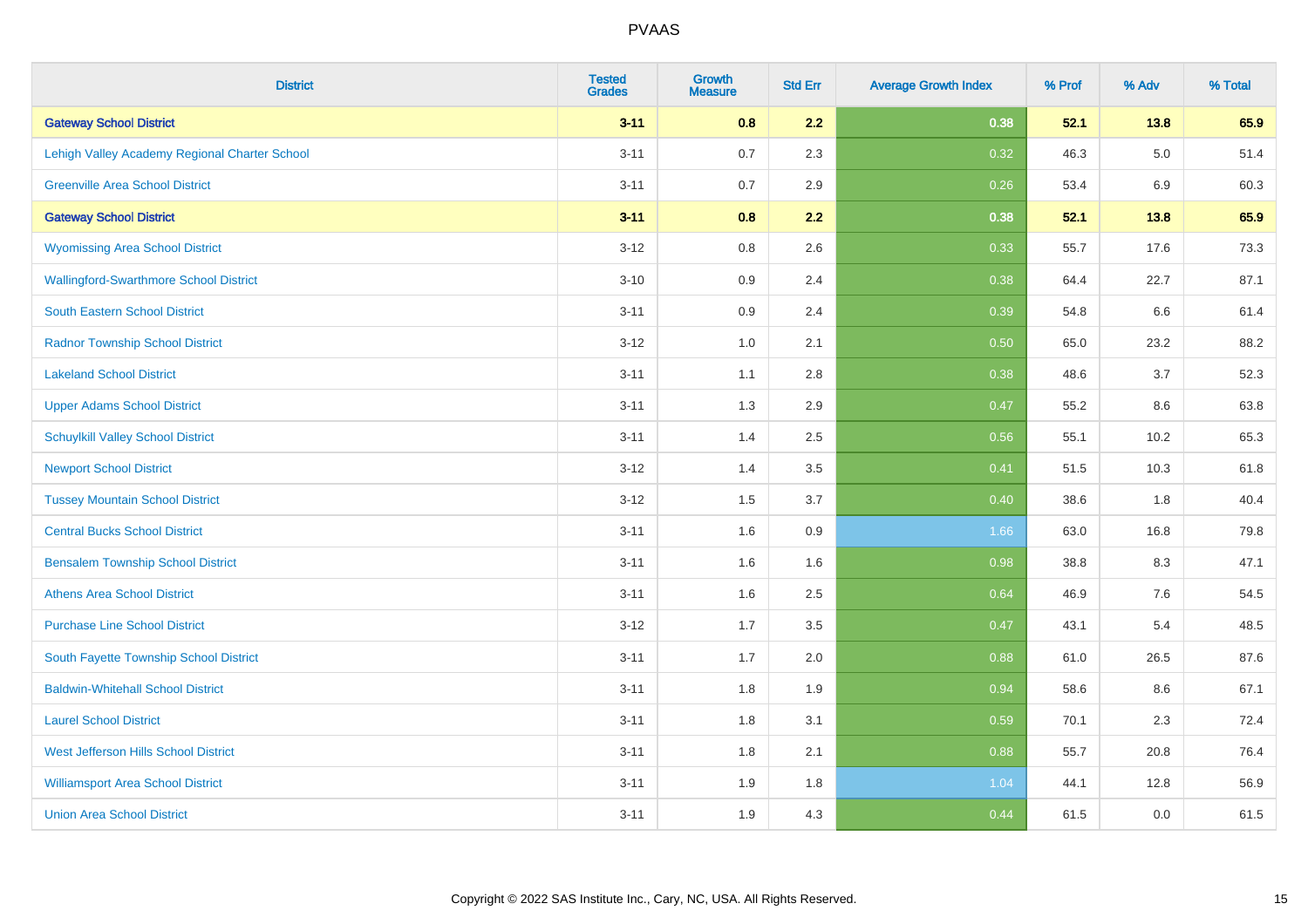| District | Tested Grades | Growth Measure | Std Err | Average Growth Index | % Prof | % Adv | % Total |
|---|---|---|---|---|---|---|---|
| **Gateway School District** | **3-11** | **0.8** | **2.2** | **0.38** | **52.1** | **13.8** | **65.9** |
| Lehigh Valley Academy Regional Charter School | 3-11 | 0.7 | 2.3 | 0.32 | 46.3 | 5.0 | 51.4 |
| Greenville Area School District | 3-11 | 0.7 | 2.9 | 0.26 | 53.4 | 6.9 | 60.3 |
| **Gateway School District** | **3-11** | **0.8** | **2.2** | **0.38** | **52.1** | **13.8** | **65.9** |
| Wyomissing Area School District | 3-12 | 0.8 | 2.6 | 0.33 | 55.7 | 17.6 | 73.3 |
| Wallingford-Swarthmore School District | 3-10 | 0.9 | 2.4 | 0.38 | 64.4 | 22.7 | 87.1 |
| South Eastern School District | 3-11 | 0.9 | 2.4 | 0.39 | 54.8 | 6.6 | 61.4 |
| Radnor Township School District | 3-12 | 1.0 | 2.1 | 0.50 | 65.0 | 23.2 | 88.2 |
| Lakeland School District | 3-11 | 1.1 | 2.8 | 0.38 | 48.6 | 3.7 | 52.3 |
| Upper Adams School District | 3-11 | 1.3 | 2.9 | 0.47 | 55.2 | 8.6 | 63.8 |
| Schuylkill Valley School District | 3-11 | 1.4 | 2.5 | 0.56 | 55.1 | 10.2 | 65.3 |
| Newport School District | 3-12 | 1.4 | 3.5 | 0.41 | 51.5 | 10.3 | 61.8 |
| Tussey Mountain School District | 3-12 | 1.5 | 3.7 | 0.40 | 38.6 | 1.8 | 40.4 |
| Central Bucks School District | 3-11 | 1.6 | 0.9 | 1.66 | 63.0 | 16.8 | 79.8 |
| Bensalem Township School District | 3-11 | 1.6 | 1.6 | 0.98 | 38.8 | 8.3 | 47.1 |
| Athens Area School District | 3-11 | 1.6 | 2.5 | 0.64 | 46.9 | 7.6 | 54.5 |
| Purchase Line School District | 3-12 | 1.7 | 3.5 | 0.47 | 43.1 | 5.4 | 48.5 |
| South Fayette Township School District | 3-11 | 1.7 | 2.0 | 0.88 | 61.0 | 26.5 | 87.6 |
| Baldwin-Whitehall School District | 3-11 | 1.8 | 1.9 | 0.94 | 58.6 | 8.6 | 67.1 |
| Laurel School District | 3-11 | 1.8 | 3.1 | 0.59 | 70.1 | 2.3 | 72.4 |
| West Jefferson Hills School District | 3-11 | 1.8 | 2.1 | 0.88 | 55.7 | 20.8 | 76.4 |
| Williamsport Area School District | 3-11 | 1.9 | 1.8 | 1.04 | 44.1 | 12.8 | 56.9 |
| Union Area School District | 3-11 | 1.9 | 4.3 | 0.44 | 61.5 | 0.0 | 61.5 |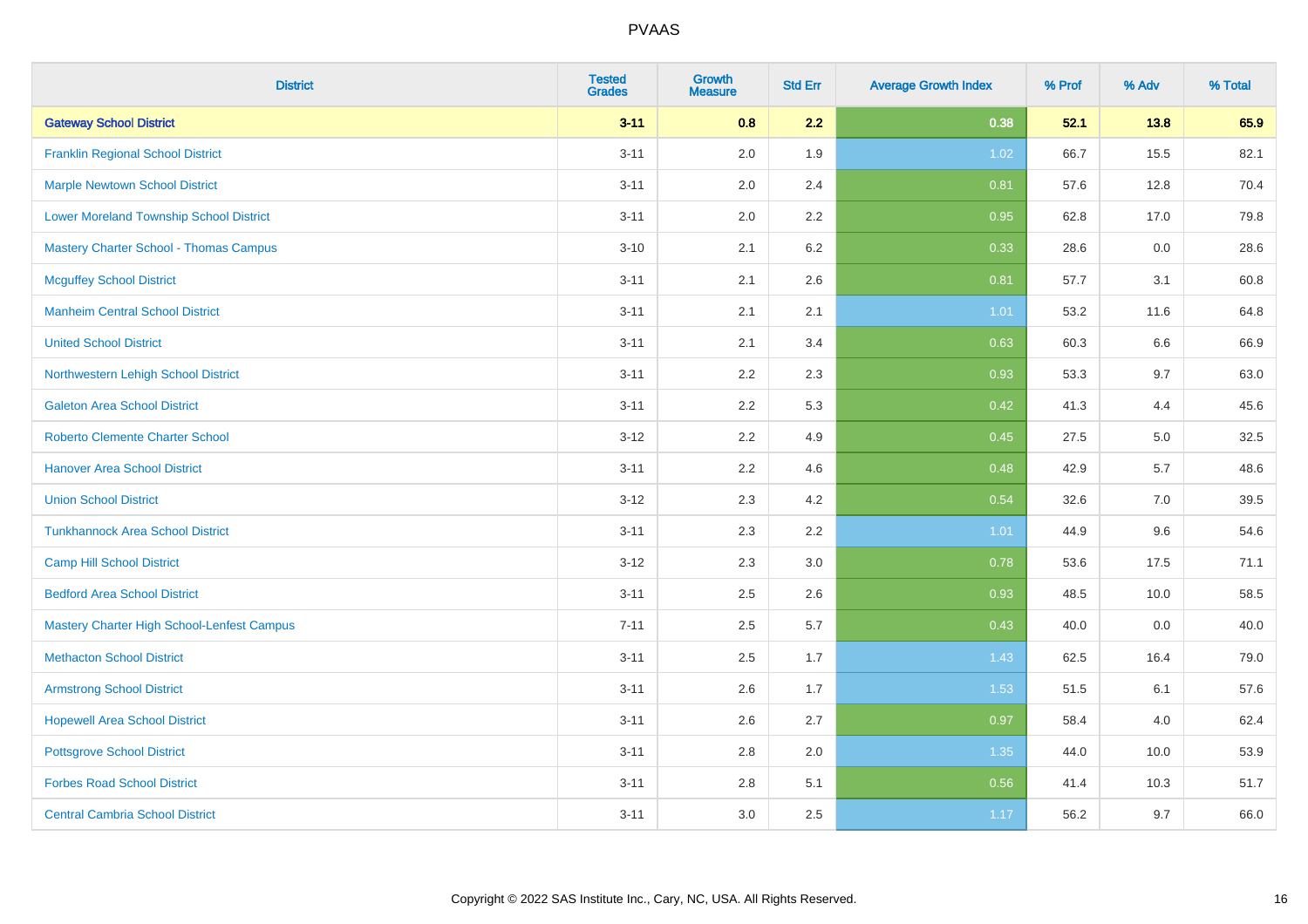| District | Tested Grades | Growth Measure | Std Err | Average Growth Index | % Prof | % Adv | % Total |
|---|---|---|---|---|---|---|---|
| **Gateway School District** | **3-11** | **0.8** | **2.2** | **0.38** | **52.1** | **13.8** | **65.9** |
| Franklin Regional School District | 3-11 | 2.0 | 1.9 | 1.02 | 66.7 | 15.5 | 82.1 |
| Marple Newtown School District | 3-11 | 2.0 | 2.4 | 0.81 | 57.6 | 12.8 | 70.4 |
| Lower Moreland Township School District | 3-11 | 2.0 | 2.2 | 0.95 | 62.8 | 17.0 | 79.8 |
| Mastery Charter School - Thomas Campus | 3-10 | 2.1 | 6.2 | 0.33 | 28.6 | 0.0 | 28.6 |
| Mcguffey School District | 3-11 | 2.1 | 2.6 | 0.81 | 57.7 | 3.1 | 60.8 |
| Manheim Central School District | 3-11 | 2.1 | 2.1 | 1.01 | 53.2 | 11.6 | 64.8 |
| United School District | 3-11 | 2.1 | 3.4 | 0.63 | 60.3 | 6.6 | 66.9 |
| Northwestern Lehigh School District | 3-11 | 2.2 | 2.3 | 0.93 | 53.3 | 9.7 | 63.0 |
| Galeton Area School District | 3-11 | 2.2 | 5.3 | 0.42 | 41.3 | 4.4 | 45.6 |
| Roberto Clemente Charter School | 3-12 | 2.2 | 4.9 | 0.45 | 27.5 | 5.0 | 32.5 |
| Hanover Area School District | 3-11 | 2.2 | 4.6 | 0.48 | 42.9 | 5.7 | 48.6 |
| Union School District | 3-12 | 2.3 | 4.2 | 0.54 | 32.6 | 7.0 | 39.5 |
| Tunkhannock Area School District | 3-11 | 2.3 | 2.2 | 1.01 | 44.9 | 9.6 | 54.6 |
| Camp Hill School District | 3-12 | 2.3 | 3.0 | 0.78 | 53.6 | 17.5 | 71.1 |
| Bedford Area School District | 3-11 | 2.5 | 2.6 | 0.93 | 48.5 | 10.0 | 58.5 |
| Mastery Charter High School-Lenfest Campus | 7-11 | 2.5 | 5.7 | 0.43 | 40.0 | 0.0 | 40.0 |
| Methacton School District | 3-11 | 2.5 | 1.7 | 1.43 | 62.5 | 16.4 | 79.0 |
| Armstrong School District | 3-11 | 2.6 | 1.7 | 1.53 | 51.5 | 6.1 | 57.6 |
| Hopewell Area School District | 3-11 | 2.6 | 2.7 | 0.97 | 58.4 | 4.0 | 62.4 |
| Pottsgrove School District | 3-11 | 2.8 | 2.0 | 1.35 | 44.0 | 10.0 | 53.9 |
| Forbes Road School District | 3-11 | 2.8 | 5.1 | 0.56 | 41.4 | 10.3 | 51.7 |
| Central Cambria School District | 3-11 | 3.0 | 2.5 | 1.17 | 56.2 | 9.7 | 66.0 |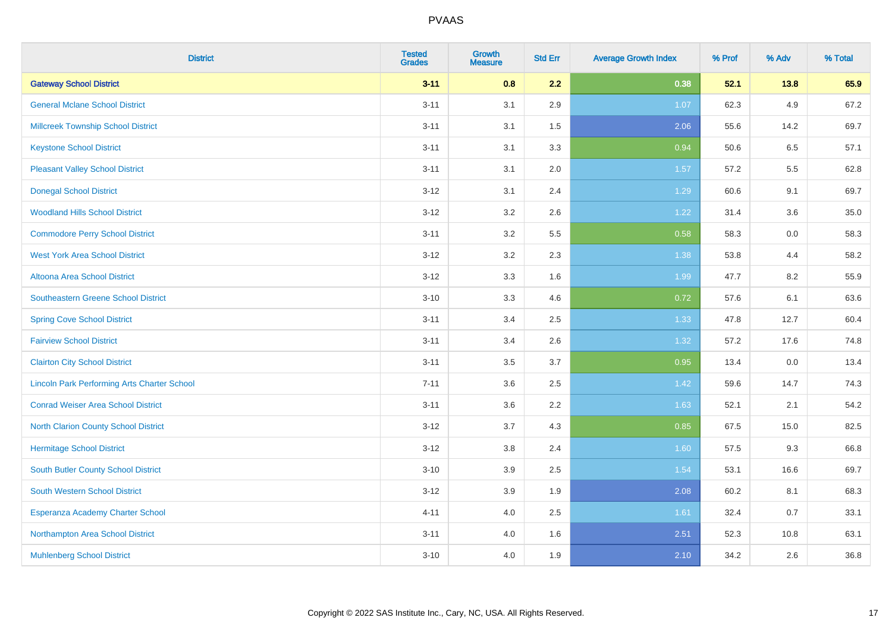# PVAAS

| District | Tested Grades | Growth Measure | Std Err | Average Growth Index | % Prof | % Adv | % Total |
|---|---|---|---|---|---|---|---|
| **Gateway School District** | **3-11** | **0.8** | **2.2** | **0.38** | **52.1** | **13.8** | **65.9** |
| General Mclane School District | 3-11 | 3.1 | 2.9 | 1.07 | 62.3 | 4.9 | 67.2 |
| Millcreek Township School District | 3-11 | 3.1 | 1.5 | 2.06 | 55.6 | 14.2 | 69.7 |
| Keystone School District | 3-11 | 3.1 | 3.3 | 0.94 | 50.6 | 6.5 | 57.1 |
| Pleasant Valley School District | 3-11 | 3.1 | 2.0 | 1.57 | 57.2 | 5.5 | 62.8 |
| Donegal School District | 3-12 | 3.1 | 2.4 | 1.29 | 60.6 | 9.1 | 69.7 |
| Woodland Hills School District | 3-12 | 3.2 | 2.6 | 1.22 | 31.4 | 3.6 | 35.0 |
| Commodore Perry School District | 3-11 | 3.2 | 5.5 | 0.58 | 58.3 | 0.0 | 58.3 |
| West York Area School District | 3-12 | 3.2 | 2.3 | 1.38 | 53.8 | 4.4 | 58.2 |
| Altoona Area School District | 3-12 | 3.3 | 1.6 | 1.99 | 47.7 | 8.2 | 55.9 |
| Southeastern Greene School District | 3-10 | 3.3 | 4.6 | 0.72 | 57.6 | 6.1 | 63.6 |
| Spring Cove School District | 3-11 | 3.4 | 2.5 | 1.33 | 47.8 | 12.7 | 60.4 |
| Fairview School District | 3-11 | 3.4 | 2.6 | 1.32 | 57.2 | 17.6 | 74.8 |
| Clairton City School District | 3-11 | 3.5 | 3.7 | 0.95 | 13.4 | 0.0 | 13.4 |
| Lincoln Park Performing Arts Charter School | 7-11 | 3.6 | 2.5 | 1.42 | 59.6 | 14.7 | 74.3 |
| Conrad Weiser Area School District | 3-11 | 3.6 | 2.2 | 1.63 | 52.1 | 2.1 | 54.2 |
| North Clarion County School District | 3-12 | 3.7 | 4.3 | 0.85 | 67.5 | 15.0 | 82.5 |
| Hermitage School District | 3-12 | 3.8 | 2.4 | 1.60 | 57.5 | 9.3 | 66.8 |
| South Butler County School District | 3-10 | 3.9 | 2.5 | 1.54 | 53.1 | 16.6 | 69.7 |
| South Western School District | 3-12 | 3.9 | 1.9 | 2.08 | 60.2 | 8.1 | 68.3 |
| Esperanza Academy Charter School | 4-11 | 4.0 | 2.5 | 1.61 | 32.4 | 0.7 | 33.1 |
| Northampton Area School District | 3-11 | 4.0 | 1.6 | 2.51 | 52.3 | 10.8 | 63.1 |
| Muhlenberg School District | 3-10 | 4.0 | 1.9 | 2.10 | 34.2 | 2.6 | 36.8 |

Copyright © 2022 SAS Institute Inc., Cary, NC, USA. All Rights Reserved.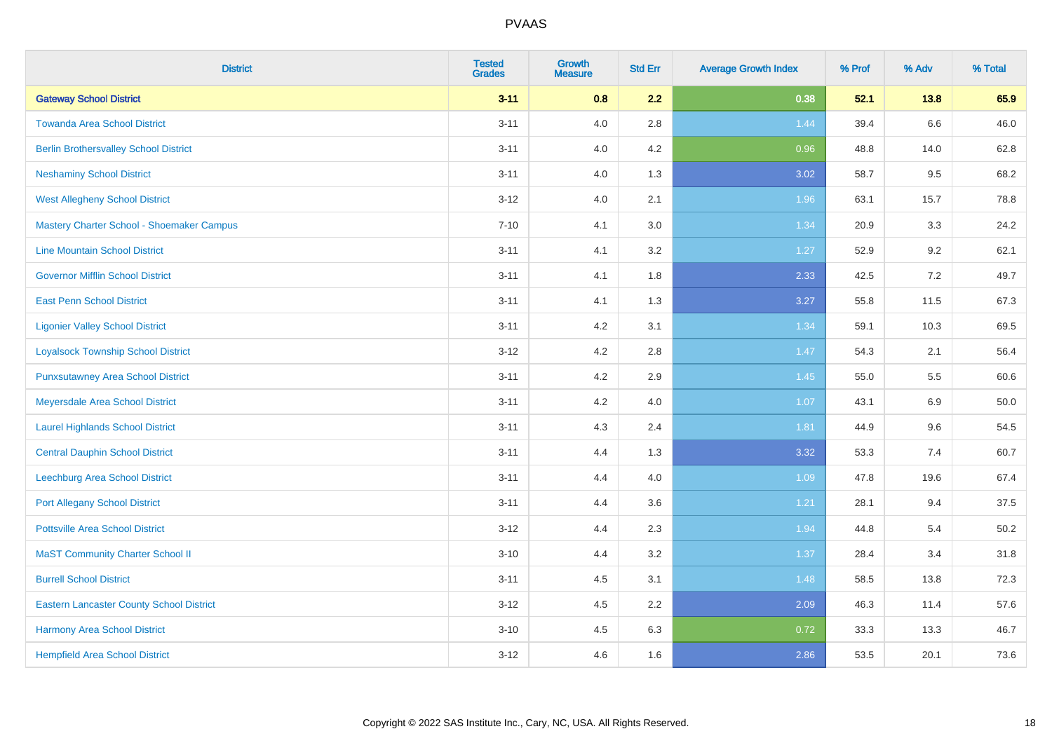| District | Tested Grades | Growth Measure | Std Err | Average Growth Index | % Prof | % Adv | % Total |
|---|---|---|---|---|---|---|---|
| **Gateway School District** | **3-11** | **0.8** | **2.2** | **0.38** | **52.1** | **13.8** | **65.9** |
| Towanda Area School District | 3-11 | 4.0 | 2.8 | 1.44 | 39.4 | 6.6 | 46.0 |
| Berlin Brothersvalley School District | 3-11 | 4.0 | 4.2 | 0.96 | 48.8 | 14.0 | 62.8 |
| Neshaminy School District | 3-11 | 4.0 | 1.3 | 3.02 | 58.7 | 9.5 | 68.2 |
| West Allegheny School District | 3-12 | 4.0 | 2.1 | 1.96 | 63.1 | 15.7 | 78.8 |
| Mastery Charter School - Shoemaker Campus | 7-10 | 4.1 | 3.0 | 1.34 | 20.9 | 3.3 | 24.2 |
| Line Mountain School District | 3-11 | 4.1 | 3.2 | 1.27 | 52.9 | 9.2 | 62.1 |
| Governor Mifflin School District | 3-11 | 4.1 | 1.8 | 2.33 | 42.5 | 7.2 | 49.7 |
| East Penn School District | 3-11 | 4.1 | 1.3 | 3.27 | 55.8 | 11.5 | 67.3 |
| Ligonier Valley School District | 3-11 | 4.2 | 3.1 | 1.34 | 59.1 | 10.3 | 69.5 |
| Loyalsock Township School District | 3-12 | 4.2 | 2.8 | 1.47 | 54.3 | 2.1 | 56.4 |
| Punxsutawney Area School District | 3-11 | 4.2 | 2.9 | 1.45 | 55.0 | 5.5 | 60.6 |
| Meyersdale Area School District | 3-11 | 4.2 | 4.0 | 1.07 | 43.1 | 6.9 | 50.0 |
| Laurel Highlands School District | 3-11 | 4.3 | 2.4 | 1.81 | 44.9 | 9.6 | 54.5 |
| Central Dauphin School District | 3-11 | 4.4 | 1.3 | 3.32 | 53.3 | 7.4 | 60.7 |
| Leechburg Area School District | 3-11 | 4.4 | 4.0 | 1.09 | 47.8 | 19.6 | 67.4 |
| Port Allegany School District | 3-11 | 4.4 | 3.6 | 1.21 | 28.1 | 9.4 | 37.5 |
| Pottsville Area School District | 3-12 | 4.4 | 2.3 | 1.94 | 44.8 | 5.4 | 50.2 |
| MaST Community Charter School II | 3-10 | 4.4 | 3.2 | 1.37 | 28.4 | 3.4 | 31.8 |
| Burrell School District | 3-11 | 4.5 | 3.1 | 1.48 | 58.5 | 13.8 | 72.3 |
| Eastern Lancaster County School District | 3-12 | 4.5 | 2.2 | 2.09 | 46.3 | 11.4 | 57.6 |
| Harmony Area School District | 3-10 | 4.5 | 6.3 | 0.72 | 33.3 | 13.3 | 46.7 |
| Hempfield Area School District | 3-12 | 4.6 | 1.6 | 2.86 | 53.5 | 20.1 | 73.6 |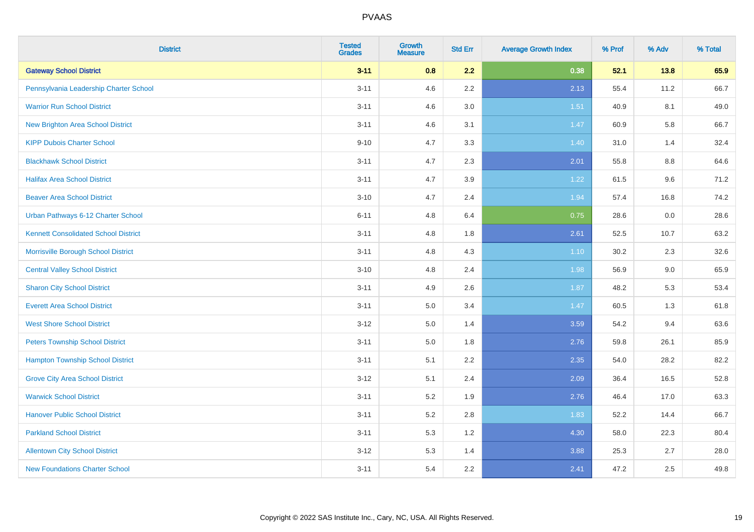PVAAS

| District | Tested Grades | Growth Measure | Std Err | Average Growth Index | % Prof | % Adv | % Total |
|---|---|---|---|---|---|---|---|
| **Gateway School District** | **3-11** | **0.8** | **2.2** | **0.38** | **52.1** | **13.8** | **65.9** |
| Pennsylvania Leadership Charter School | 3-11 | 4.6 | 2.2 | 2.13 | 55.4 | 11.2 | 66.7 |
| Warrior Run School District | 3-11 | 4.6 | 3.0 | 1.51 | 40.9 | 8.1 | 49.0 |
| New Brighton Area School District | 3-11 | 4.6 | 3.1 | 1.47 | 60.9 | 5.8 | 66.7 |
| KIPP Dubois Charter School | 9-10 | 4.7 | 3.3 | 1.40 | 31.0 | 1.4 | 32.4 |
| Blackhawk School District | 3-11 | 4.7 | 2.3 | 2.01 | 55.8 | 8.8 | 64.6 |
| Halifax Area School District | 3-11 | 4.7 | 3.9 | 1.22 | 61.5 | 9.6 | 71.2 |
| Beaver Area School District | 3-10 | 4.7 | 2.4 | 1.94 | 57.4 | 16.8 | 74.2 |
| Urban Pathways 6-12 Charter School | 6-11 | 4.8 | 6.4 | 0.75 | 28.6 | 0.0 | 28.6 |
| Kennett Consolidated School District | 3-11 | 4.8 | 1.8 | 2.61 | 52.5 | 10.7 | 63.2 |
| Morrisville Borough School District | 3-11 | 4.8 | 4.3 | 1.10 | 30.2 | 2.3 | 32.6 |
| Central Valley School District | 3-10 | 4.8 | 2.4 | 1.98 | 56.9 | 9.0 | 65.9 |
| Sharon City School District | 3-11 | 4.9 | 2.6 | 1.87 | 48.2 | 5.3 | 53.4 |
| Everett Area School District | 3-11 | 5.0 | 3.4 | 1.47 | 60.5 | 1.3 | 61.8 |
| West Shore School District | 3-12 | 5.0 | 1.4 | 3.59 | 54.2 | 9.4 | 63.6 |
| Peters Township School District | 3-11 | 5.0 | 1.8 | 2.76 | 59.8 | 26.1 | 85.9 |
| Hampton Township School District | 3-11 | 5.1 | 2.2 | 2.35 | 54.0 | 28.2 | 82.2 |
| Grove City Area School District | 3-12 | 5.1 | 2.4 | 2.09 | 36.4 | 16.5 | 52.8 |
| Warwick School District | 3-11 | 5.2 | 1.9 | 2.76 | 46.4 | 17.0 | 63.3 |
| Hanover Public School District | 3-11 | 5.2 | 2.8 | 1.83 | 52.2 | 14.4 | 66.7 |
| Parkland School District | 3-11 | 5.3 | 1.2 | 4.30 | 58.0 | 22.3 | 80.4 |
| Allentown City School District | 3-12 | 5.3 | 1.4 | 3.88 | 25.3 | 2.7 | 28.0 |
| New Foundations Charter School | 3-11 | 5.4 | 2.2 | 2.41 | 47.2 | 2.5 | 49.8 |

Copyright © 2022 SAS Institute Inc., Cary, NC, USA. All Rights Reserved.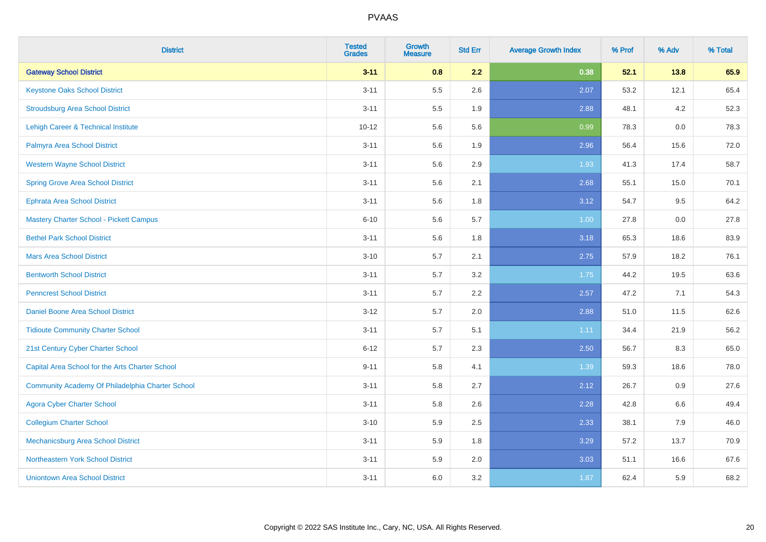# PVAAS

| District | Tested Grades | Growth Measure | Std Err | Average Growth Index | % Prof | % Adv | % Total |
|---|---|---|---|---|---|---|---|
| **Gateway School District** | **3-11** | **0.8** | **2.2** | **0.38** | **52.1** | **13.8** | **65.9** |
| Keystone Oaks School District | 3-11 | 5.5 | 2.6 | 2.07 | 53.2 | 12.1 | 65.4 |
| Stroudsburg Area School District | 3-11 | 5.5 | 1.9 | 2.88 | 48.1 | 4.2 | 52.3 |
| Lehigh Career & Technical Institute | 10-12 | 5.6 | 5.6 | 0.99 | 78.3 | 0.0 | 78.3 |
| Palmyra Area School District | 3-11 | 5.6 | 1.9 | 2.96 | 56.4 | 15.6 | 72.0 |
| Western Wayne School District | 3-11 | 5.6 | 2.9 | 1.93 | 41.3 | 17.4 | 58.7 |
| Spring Grove Area School District | 3-11 | 5.6 | 2.1 | 2.68 | 55.1 | 15.0 | 70.1 |
| Ephrata Area School District | 3-11 | 5.6 | 1.8 | 3.12 | 54.7 | 9.5 | 64.2 |
| Mastery Charter School - Pickett Campus | 6-10 | 5.6 | 5.7 | 1.00 | 27.8 | 0.0 | 27.8 |
| Bethel Park School District | 3-11 | 5.6 | 1.8 | 3.18 | 65.3 | 18.6 | 83.9 |
| Mars Area School District | 3-10 | 5.7 | 2.1 | 2.75 | 57.9 | 18.2 | 76.1 |
| Bentworth School District | 3-11 | 5.7 | 3.2 | 1.75 | 44.2 | 19.5 | 63.6 |
| Penncrest School District | 3-11 | 5.7 | 2.2 | 2.57 | 47.2 | 7.1 | 54.3 |
| Daniel Boone Area School District | 3-12 | 5.7 | 2.0 | 2.88 | 51.0 | 11.5 | 62.6 |
| Tidioute Community Charter School | 3-11 | 5.7 | 5.1 | 1.11 | 34.4 | 21.9 | 56.2 |
| 21st Century Cyber Charter School | 6-12 | 5.7 | 2.3 | 2.50 | 56.7 | 8.3 | 65.0 |
| Capital Area School for the Arts Charter School | 9-11 | 5.8 | 4.1 | 1.39 | 59.3 | 18.6 | 78.0 |
| Community Academy Of Philadelphia Charter School | 3-11 | 5.8 | 2.7 | 2.12 | 26.7 | 0.9 | 27.6 |
| Agora Cyber Charter School | 3-11 | 5.8 | 2.6 | 2.28 | 42.8 | 6.6 | 49.4 |
| Collegium Charter School | 3-10 | 5.9 | 2.5 | 2.33 | 38.1 | 7.9 | 46.0 |
| Mechanicsburg Area School District | 3-11 | 5.9 | 1.8 | 3.29 | 57.2 | 13.7 | 70.9 |
| Northeastern York School District | 3-11 | 5.9 | 2.0 | 3.03 | 51.1 | 16.6 | 67.6 |
| Uniontown Area School District | 3-11 | 6.0 | 3.2 | 1.87 | 62.4 | 5.9 | 68.2 |

Copyright © 2022 SAS Institute Inc., Cary, NC, USA. All Rights Reserved.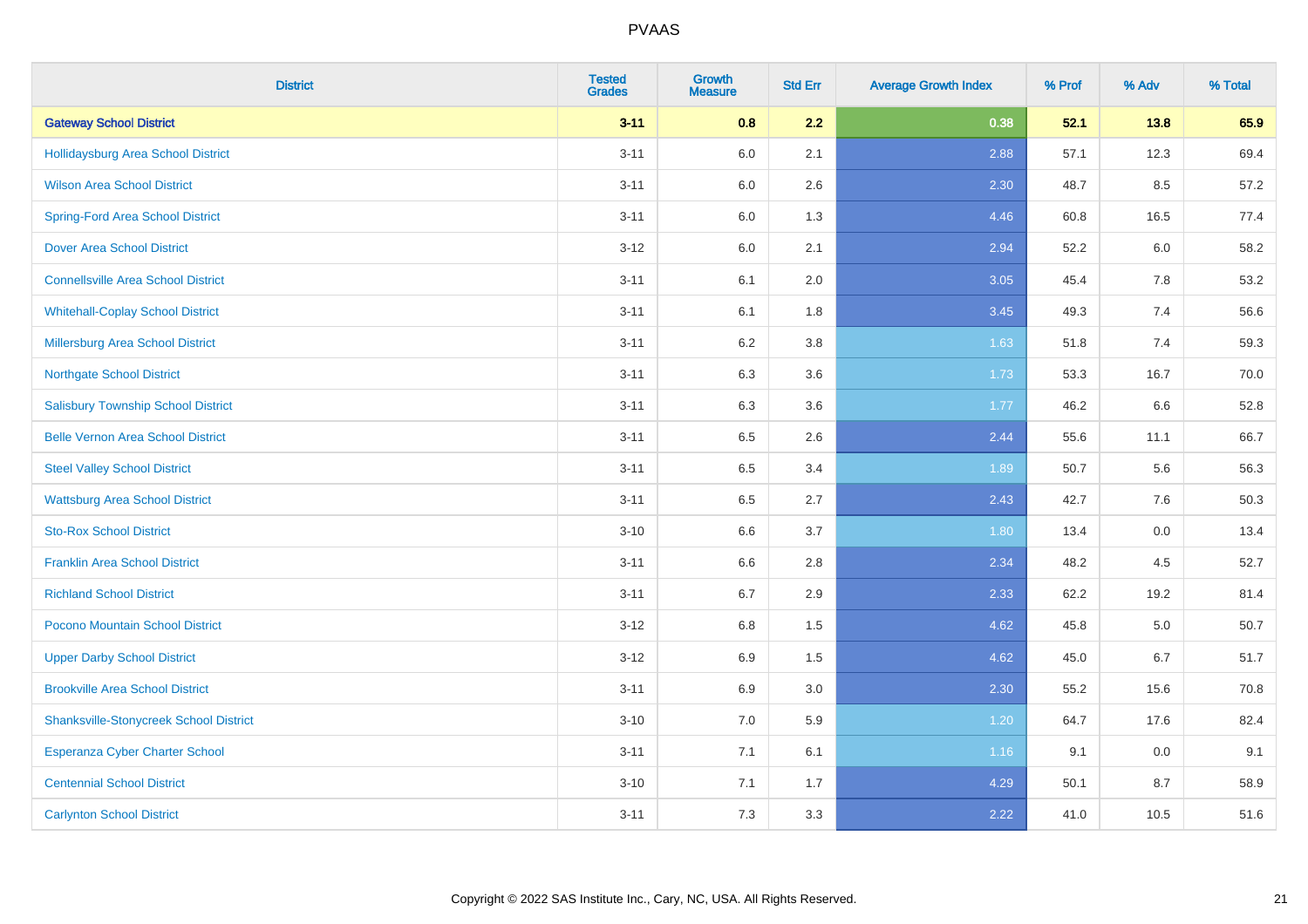| District | Tested Grades | Growth Measure | Std Err | Average Growth Index | % Prof | % Adv | % Total |
|---|---|---|---|---|---|---|---|
| **Gateway School District** | **3-11** | **0.8** | **2.2** | **0.38** | **52.1** | **13.8** | **65.9** |
| Hollidaysburg Area School District | 3-11 | 6.0 | 2.1 | 2.88 | 57.1 | 12.3 | 69.4 |
| Wilson Area School District | 3-11 | 6.0 | 2.6 | 2.30 | 48.7 | 8.5 | 57.2 |
| Spring-Ford Area School District | 3-11 | 6.0 | 1.3 | 4.46 | 60.8 | 16.5 | 77.4 |
| Dover Area School District | 3-12 | 6.0 | 2.1 | 2.94 | 52.2 | 6.0 | 58.2 |
| Connellsville Area School District | 3-11 | 6.1 | 2.0 | 3.05 | 45.4 | 7.8 | 53.2 |
| Whitehall-Coplay School District | 3-11 | 6.1 | 1.8 | 3.45 | 49.3 | 7.4 | 56.6 |
| Millersburg Area School District | 3-11 | 6.2 | 3.8 | 1.63 | 51.8 | 7.4 | 59.3 |
| Northgate School District | 3-11 | 6.3 | 3.6 | 1.73 | 53.3 | 16.7 | 70.0 |
| Salisbury Township School District | 3-11 | 6.3 | 3.6 | 1.77 | 46.2 | 6.6 | 52.8 |
| Belle Vernon Area School District | 3-11 | 6.5 | 2.6 | 2.44 | 55.6 | 11.1 | 66.7 |
| Steel Valley School District | 3-11 | 6.5 | 3.4 | 1.89 | 50.7 | 5.6 | 56.3 |
| Wattsburg Area School District | 3-11 | 6.5 | 2.7 | 2.43 | 42.7 | 7.6 | 50.3 |
| Sto-Rox School District | 3-10 | 6.6 | 3.7 | 1.80 | 13.4 | 0.0 | 13.4 |
| Franklin Area School District | 3-11 | 6.6 | 2.8 | 2.34 | 48.2 | 4.5 | 52.7 |
| Richland School District | 3-11 | 6.7 | 2.9 | 2.33 | 62.2 | 19.2 | 81.4 |
| Pocono Mountain School District | 3-12 | 6.8 | 1.5 | 4.62 | 45.8 | 5.0 | 50.7 |
| Upper Darby School District | 3-12 | 6.9 | 1.5 | 4.62 | 45.0 | 6.7 | 51.7 |
| Brookville Area School District | 3-11 | 6.9 | 3.0 | 2.30 | 55.2 | 15.6 | 70.8 |
| Shanksville-Stonycreek School District | 3-10 | 7.0 | 5.9 | 1.20 | 64.7 | 17.6 | 82.4 |
| Esperanza Cyber Charter School | 3-11 | 7.1 | 6.1 | 1.16 | 9.1 | 0.0 | 9.1 |
| Centennial School District | 3-10 | 7.1 | 1.7 | 4.29 | 50.1 | 8.7 | 58.9 |
| Carlynton School District | 3-11 | 7.3 | 3.3 | 2.22 | 41.0 | 10.5 | 51.6 |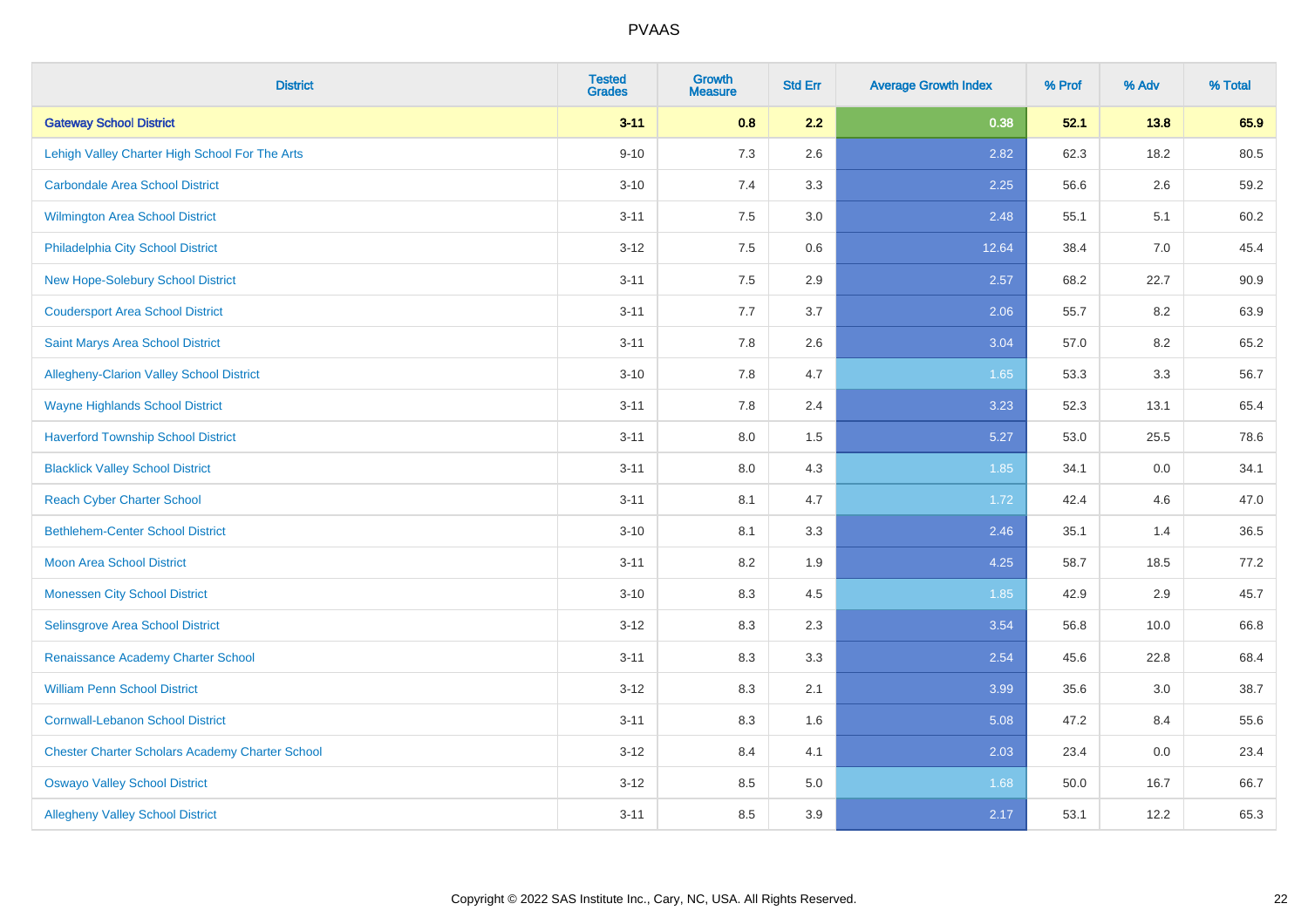PVAAS

| District | Tested Grades | Growth Measure | Std Err | Average Growth Index | % Prof | % Adv | % Total |
|---|---|---|---|---|---|---|---|
| **Gateway School District** | **3-11** | **0.8** | **2.2** | **0.38** | **52.1** | **13.8** | **65.9** |
| Lehigh Valley Charter High School For The Arts | 9-10 | 7.3 | 2.6 | 2.82 | 62.3 | 18.2 | 80.5 |
| Carbondale Area School District | 3-10 | 7.4 | 3.3 | 2.25 | 56.6 | 2.6 | 59.2 |
| Wilmington Area School District | 3-11 | 7.5 | 3.0 | 2.48 | 55.1 | 5.1 | 60.2 |
| Philadelphia City School District | 3-12 | 7.5 | 0.6 | 12.64 | 38.4 | 7.0 | 45.4 |
| New Hope-Solebury School District | 3-11 | 7.5 | 2.9 | 2.57 | 68.2 | 22.7 | 90.9 |
| Coudersport Area School District | 3-11 | 7.7 | 3.7 | 2.06 | 55.7 | 8.2 | 63.9 |
| Saint Marys Area School District | 3-11 | 7.8 | 2.6 | 3.04 | 57.0 | 8.2 | 65.2 |
| Allegheny-Clarion Valley School District | 3-10 | 7.8 | 4.7 | 1.65 | 53.3 | 3.3 | 56.7 |
| Wayne Highlands School District | 3-11 | 7.8 | 2.4 | 3.23 | 52.3 | 13.1 | 65.4 |
| Haverford Township School District | 3-11 | 8.0 | 1.5 | 5.27 | 53.0 | 25.5 | 78.6 |
| Blacklick Valley School District | 3-11 | 8.0 | 4.3 | 1.85 | 34.1 | 0.0 | 34.1 |
| Reach Cyber Charter School | 3-11 | 8.1 | 4.7 | 1.72 | 42.4 | 4.6 | 47.0 |
| Bethlehem-Center School District | 3-10 | 8.1 | 3.3 | 2.46 | 35.1 | 1.4 | 36.5 |
| Moon Area School District | 3-11 | 8.2 | 1.9 | 4.25 | 58.7 | 18.5 | 77.2 |
| Monessen City School District | 3-10 | 8.3 | 4.5 | 1.85 | 42.9 | 2.9 | 45.7 |
| Selinsgrove Area School District | 3-12 | 8.3 | 2.3 | 3.54 | 56.8 | 10.0 | 66.8 |
| Renaissance Academy Charter School | 3-11 | 8.3 | 3.3 | 2.54 | 45.6 | 22.8 | 68.4 |
| William Penn School District | 3-12 | 8.3 | 2.1 | 3.99 | 35.6 | 3.0 | 38.7 |
| Cornwall-Lebanon School District | 3-11 | 8.3 | 1.6 | 5.08 | 47.2 | 8.4 | 55.6 |
| Chester Charter Scholars Academy Charter School | 3-12 | 8.4 | 4.1 | 2.03 | 23.4 | 0.0 | 23.4 |
| Oswayo Valley School District | 3-12 | 8.5 | 5.0 | 1.68 | 50.0 | 16.7 | 66.7 |
| Allegheny Valley School District | 3-11 | 8.5 | 3.9 | 2.17 | 53.1 | 12.2 | 65.3 |

Copyright © 2022 SAS Institute Inc., Cary, NC, USA. All Rights Reserved.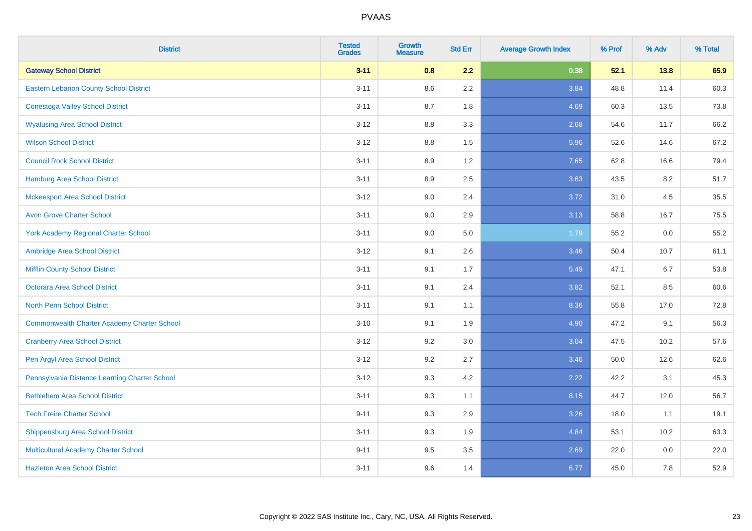| District | Tested Grades | Growth Measure | Std Err | Average Growth Index | % Prof | % Adv | % Total |
|---|---|---|---|---|---|---|---|
| **Gateway School District** | **3-11** | **0.8** | **2.2** | **0.38** | **52.1** | **13.8** | **65.9** |
| Eastern Lebanon County School District | 3-11 | 8.6 | 2.2 | 3.84 | 48.8 | 11.4 | 60.3 |
| Conestoga Valley School District | 3-11 | 8.7 | 1.8 | 4.69 | 60.3 | 13.5 | 73.8 |
| Wyalusing Area School District | 3-12 | 8.8 | 3.3 | 2.68 | 54.6 | 11.7 | 66.2 |
| Wilson School District | 3-12 | 8.8 | 1.5 | 5.96 | 52.6 | 14.6 | 67.2 |
| Council Rock School District | 3-11 | 8.9 | 1.2 | 7.65 | 62.8 | 16.6 | 79.4 |
| Hamburg Area School District | 3-11 | 8.9 | 2.5 | 3.63 | 43.5 | 8.2 | 51.7 |
| Mckeesport Area School District | 3-12 | 9.0 | 2.4 | 3.72 | 31.0 | 4.5 | 35.5 |
| Avon Grove Charter School | 3-11 | 9.0 | 2.9 | 3.13 | 58.8 | 16.7 | 75.5 |
| York Academy Regional Charter School | 3-11 | 9.0 | 5.0 | 1.79 | 55.2 | 0.0 | 55.2 |
| Ambridge Area School District | 3-12 | 9.1 | 2.6 | 3.46 | 50.4 | 10.7 | 61.1 |
| Mifflin County School District | 3-11 | 9.1 | 1.7 | 5.49 | 47.1 | 6.7 | 53.8 |
| Octorara Area School District | 3-11 | 9.1 | 2.4 | 3.82 | 52.1 | 8.5 | 60.6 |
| North Penn School District | 3-11 | 9.1 | 1.1 | 8.36 | 55.8 | 17.0 | 72.8 |
| Commonwealth Charter Academy Charter School | 3-10 | 9.1 | 1.9 | 4.90 | 47.2 | 9.1 | 56.3 |
| Cranberry Area School District | 3-12 | 9.2 | 3.0 | 3.04 | 47.5 | 10.2 | 57.6 |
| Pen Argyl Area School District | 3-12 | 9.2 | 2.7 | 3.46 | 50.0 | 12.6 | 62.6 |
| Pennsylvania Distance Learning Charter School | 3-12 | 9.3 | 4.2 | 2.22 | 42.2 | 3.1 | 45.3 |
| Bethlehem Area School District | 3-11 | 9.3 | 1.1 | 8.15 | 44.7 | 12.0 | 56.7 |
| Tech Freire Charter School | 9-11 | 9.3 | 2.9 | 3.26 | 18.0 | 1.1 | 19.1 |
| Shippensburg Area School District | 3-11 | 9.3 | 1.9 | 4.84 | 53.1 | 10.2 | 63.3 |
| Multicultural Academy Charter School | 9-11 | 9.5 | 3.5 | 2.69 | 22.0 | 0.0 | 22.0 |
| Hazleton Area School District | 3-11 | 9.6 | 1.4 | 6.77 | 45.0 | 7.8 | 52.9 |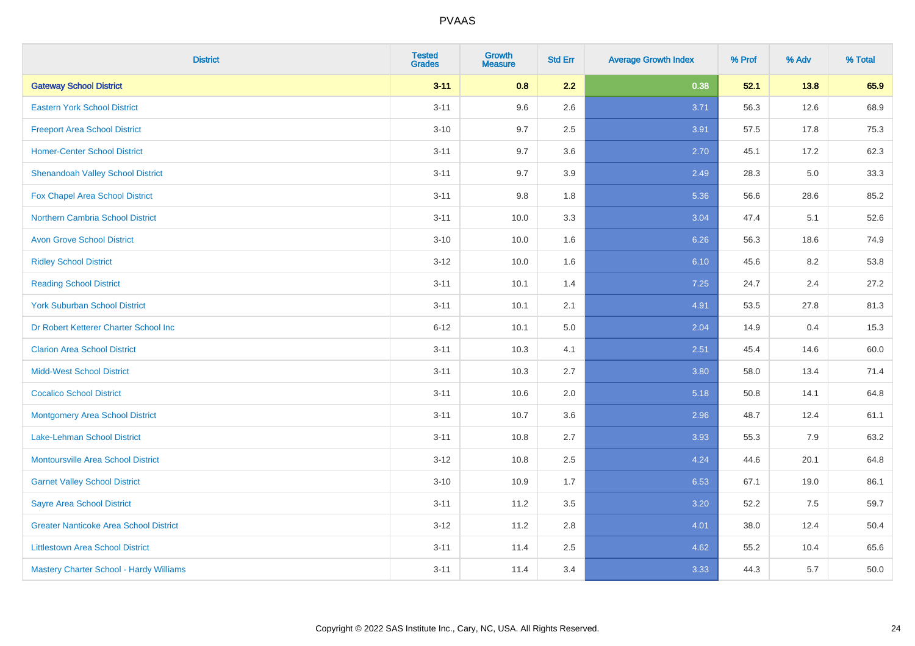| District | Tested Grades | Growth Measure | Std Err | Average Growth Index | % Prof | % Adv | % Total |
|---|---|---|---|---|---|---|---|
| **Gateway School District** | **3-11** | **0.8** | **2.2** | **0.38** | **52.1** | **13.8** | **65.9** |
| Eastern York School District | 3-11 | 9.6 | 2.6 | 3.71 | 56.3 | 12.6 | 68.9 |
| Freeport Area School District | 3-10 | 9.7 | 2.5 | 3.91 | 57.5 | 17.8 | 75.3 |
| Homer-Center School District | 3-11 | 9.7 | 3.6 | 2.70 | 45.1 | 17.2 | 62.3 |
| Shenandoah Valley School District | 3-11 | 9.7 | 3.9 | 2.49 | 28.3 | 5.0 | 33.3 |
| Fox Chapel Area School District | 3-11 | 9.8 | 1.8 | 5.36 | 56.6 | 28.6 | 85.2 |
| Northern Cambria School District | 3-11 | 10.0 | 3.3 | 3.04 | 47.4 | 5.1 | 52.6 |
| Avon Grove School District | 3-10 | 10.0 | 1.6 | 6.26 | 56.3 | 18.6 | 74.9 |
| Ridley School District | 3-12 | 10.0 | 1.6 | 6.10 | 45.6 | 8.2 | 53.8 |
| Reading School District | 3-11 | 10.1 | 1.4 | 7.25 | 24.7 | 2.4 | 27.2 |
| York Suburban School District | 3-11 | 10.1 | 2.1 | 4.91 | 53.5 | 27.8 | 81.3 |
| Dr Robert Ketterer Charter School Inc | 6-12 | 10.1 | 5.0 | 2.04 | 14.9 | 0.4 | 15.3 |
| Clarion Area School District | 3-11 | 10.3 | 4.1 | 2.51 | 45.4 | 14.6 | 60.0 |
| Midd-West School District | 3-11 | 10.3 | 2.7 | 3.80 | 58.0 | 13.4 | 71.4 |
| Cocalico School District | 3-11 | 10.6 | 2.0 | 5.18 | 50.8 | 14.1 | 64.8 |
| Montgomery Area School District | 3-11 | 10.7 | 3.6 | 2.96 | 48.7 | 12.4 | 61.1 |
| Lake-Lehman School District | 3-11 | 10.8 | 2.7 | 3.93 | 55.3 | 7.9 | 63.2 |
| Montoursville Area School District | 3-12 | 10.8 | 2.5 | 4.24 | 44.6 | 20.1 | 64.8 |
| Garnet Valley School District | 3-10 | 10.9 | 1.7 | 6.53 | 67.1 | 19.0 | 86.1 |
| Sayre Area School District | 3-11 | 11.2 | 3.5 | 3.20 | 52.2 | 7.5 | 59.7 |
| Greater Nanticoke Area School District | 3-12 | 11.2 | 2.8 | 4.01 | 38.0 | 12.4 | 50.4 |
| Littlestown Area School District | 3-11 | 11.4 | 2.5 | 4.62 | 55.2 | 10.4 | 65.6 |
| Mastery Charter School - Hardy Williams | 3-11 | 11.4 | 3.4 | 3.33 | 44.3 | 5.7 | 50.0 |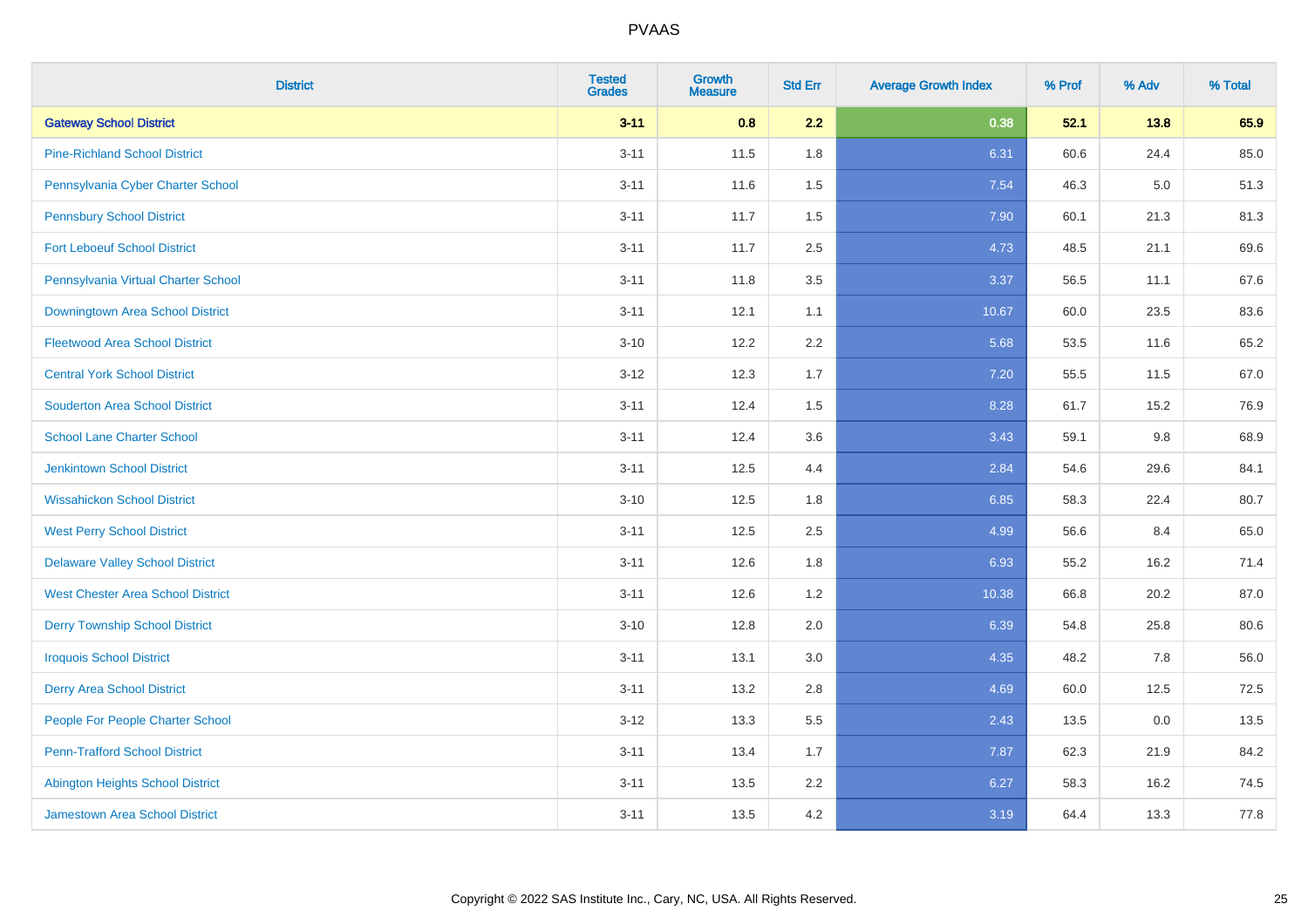# PVAAS

| District | Tested Grades | Growth Measure | Std Err | Average Growth Index | % Prof | % Adv | % Total |
|---|---|---|---|---|---|---|---|
| **Gateway School District** | **3-11** | **0.8** | **2.2** | **0.38** | **52.1** | **13.8** | **65.9** |
| Pine-Richland School District | 3-11 | 11.5 | 1.8 | 6.31 | 60.6 | 24.4 | 85.0 |
| Pennsylvania Cyber Charter School | 3-11 | 11.6 | 1.5 | 7.54 | 46.3 | 5.0 | 51.3 |
| Pennsbury School District | 3-11 | 11.7 | 1.5 | 7.90 | 60.1 | 21.3 | 81.3 |
| Fort Leboeuf School District | 3-11 | 11.7 | 2.5 | 4.73 | 48.5 | 21.1 | 69.6 |
| Pennsylvania Virtual Charter School | 3-11 | 11.8 | 3.5 | 3.37 | 56.5 | 11.1 | 67.6 |
| Downingtown Area School District | 3-11 | 12.1 | 1.1 | 10.67 | 60.0 | 23.5 | 83.6 |
| Fleetwood Area School District | 3-10 | 12.2 | 2.2 | 5.68 | 53.5 | 11.6 | 65.2 |
| Central York School District | 3-12 | 12.3 | 1.7 | 7.20 | 55.5 | 11.5 | 67.0 |
| Souderton Area School District | 3-11 | 12.4 | 1.5 | 8.28 | 61.7 | 15.2 | 76.9 |
| School Lane Charter School | 3-11 | 12.4 | 3.6 | 3.43 | 59.1 | 9.8 | 68.9 |
| Jenkintown School District | 3-11 | 12.5 | 4.4 | 2.84 | 54.6 | 29.6 | 84.1 |
| Wissahickon School District | 3-10 | 12.5 | 1.8 | 6.85 | 58.3 | 22.4 | 80.7 |
| West Perry School District | 3-11 | 12.5 | 2.5 | 4.99 | 56.6 | 8.4 | 65.0 |
| Delaware Valley School District | 3-11 | 12.6 | 1.8 | 6.93 | 55.2 | 16.2 | 71.4 |
| West Chester Area School District | 3-11 | 12.6 | 1.2 | 10.38 | 66.8 | 20.2 | 87.0 |
| Derry Township School District | 3-10 | 12.8 | 2.0 | 6.39 | 54.8 | 25.8 | 80.6 |
| Iroquois School District | 3-11 | 13.1 | 3.0 | 4.35 | 48.2 | 7.8 | 56.0 |
| Derry Area School District | 3-11 | 13.2 | 2.8 | 4.69 | 60.0 | 12.5 | 72.5 |
| People For People Charter School | 3-12 | 13.3 | 5.5 | 2.43 | 13.5 | 0.0 | 13.5 |
| Penn-Trafford School District | 3-11 | 13.4 | 1.7 | 7.87 | 62.3 | 21.9 | 84.2 |
| Abington Heights School District | 3-11 | 13.5 | 2.2 | 6.27 | 58.3 | 16.2 | 74.5 |
| Jamestown Area School District | 3-11 | 13.5 | 4.2 | 3.19 | 64.4 | 13.3 | 77.8 |

Copyright © 2022 SAS Institute Inc., Cary, NC, USA. All Rights Reserved.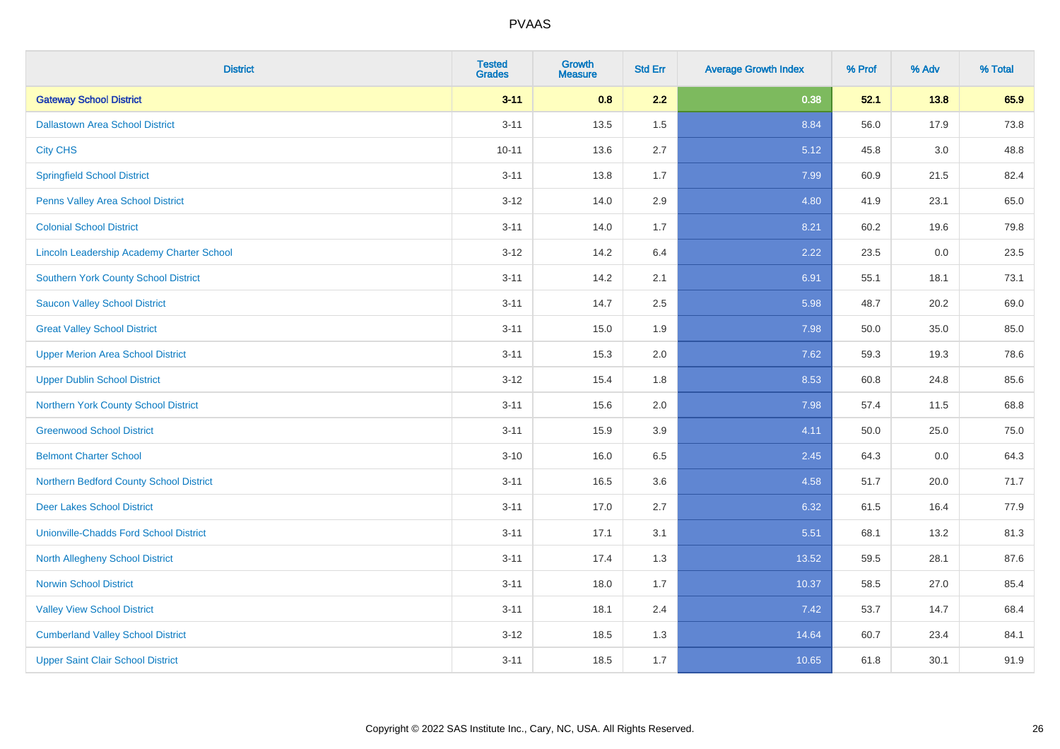| District | Tested Grades | Growth Measure | Std Err | Average Growth Index | % Prof | % Adv | % Total |
|---|---|---|---|---|---|---|---|
| **Gateway School District** | **3-11** | **0.8** | **2.2** | **0.38** | **52.1** | **13.8** | **65.9** |
| Dallastown Area School District | 3-11 | 13.5 | 1.5 | 8.84 | 56.0 | 17.9 | 73.8 |
| City CHS | 10-11 | 13.6 | 2.7 | 5.12 | 45.8 | 3.0 | 48.8 |
| Springfield School District | 3-11 | 13.8 | 1.7 | 7.99 | 60.9 | 21.5 | 82.4 |
| Penns Valley Area School District | 3-12 | 14.0 | 2.9 | 4.80 | 41.9 | 23.1 | 65.0 |
| Colonial School District | 3-11 | 14.0 | 1.7 | 8.21 | 60.2 | 19.6 | 79.8 |
| Lincoln Leadership Academy Charter School | 3-12 | 14.2 | 6.4 | 2.22 | 23.5 | 0.0 | 23.5 |
| Southern York County School District | 3-11 | 14.2 | 2.1 | 6.91 | 55.1 | 18.1 | 73.1 |
| Saucon Valley School District | 3-11 | 14.7 | 2.5 | 5.98 | 48.7 | 20.2 | 69.0 |
| Great Valley School District | 3-11 | 15.0 | 1.9 | 7.98 | 50.0 | 35.0 | 85.0 |
| Upper Merion Area School District | 3-11 | 15.3 | 2.0 | 7.62 | 59.3 | 19.3 | 78.6 |
| Upper Dublin School District | 3-12 | 15.4 | 1.8 | 8.53 | 60.8 | 24.8 | 85.6 |
| Northern York County School District | 3-11 | 15.6 | 2.0 | 7.98 | 57.4 | 11.5 | 68.8 |
| Greenwood School District | 3-11 | 15.9 | 3.9 | 4.11 | 50.0 | 25.0 | 75.0 |
| Belmont Charter School | 3-10 | 16.0 | 6.5 | 2.45 | 64.3 | 0.0 | 64.3 |
| Northern Bedford County School District | 3-11 | 16.5 | 3.6 | 4.58 | 51.7 | 20.0 | 71.7 |
| Deer Lakes School District | 3-11 | 17.0 | 2.7 | 6.32 | 61.5 | 16.4 | 77.9 |
| Unionville-Chadds Ford School District | 3-11 | 17.1 | 3.1 | 5.51 | 68.1 | 13.2 | 81.3 |
| North Allegheny School District | 3-11 | 17.4 | 1.3 | 13.52 | 59.5 | 28.1 | 87.6 |
| Norwin School District | 3-11 | 18.0 | 1.7 | 10.37 | 58.5 | 27.0 | 85.4 |
| Valley View School District | 3-11 | 18.1 | 2.4 | 7.42 | 53.7 | 14.7 | 68.4 |
| Cumberland Valley School District | 3-12 | 18.5 | 1.3 | 14.64 | 60.7 | 23.4 | 84.1 |
| Upper Saint Clair School District | 3-11 | 18.5 | 1.7 | 10.65 | 61.8 | 30.1 | 91.9 |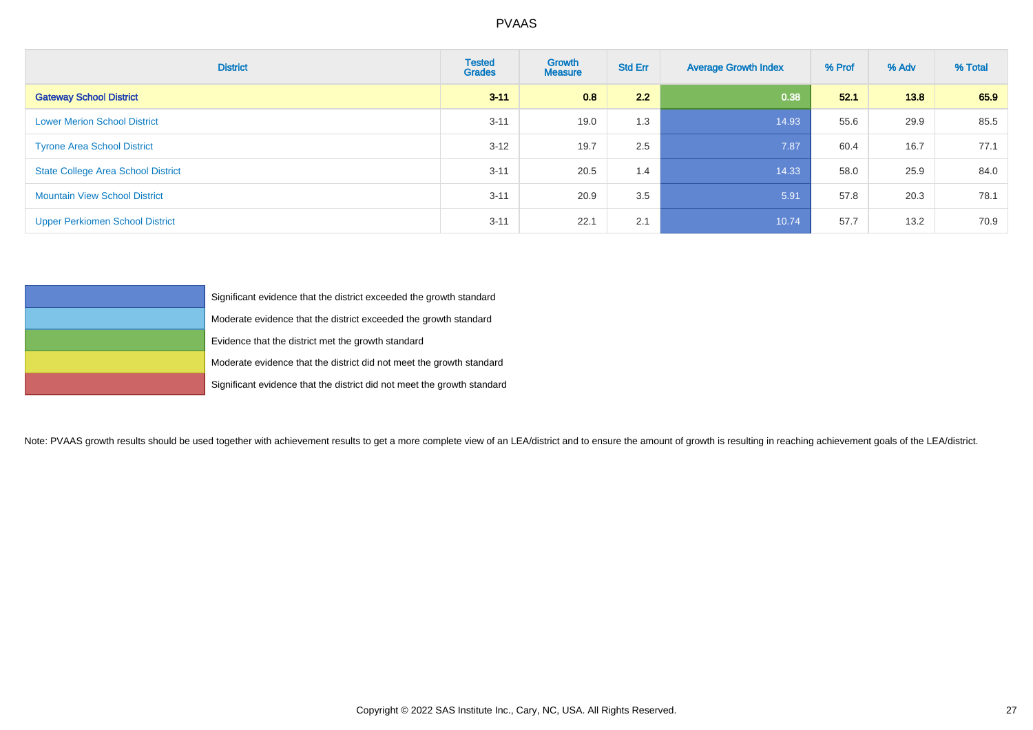PVAAS

| District | Tested Grades | Growth Measure | Std Err | Average Growth Index | % Prof | % Adv | % Total |
|---|---|---|---|---|---|---|---|
| **Gateway School District** | **3-11** | **0.8** | **2.2** | **0.38** | **52.1** | **13.8** | **65.9** |
| Lower Merion School District | 3-11 | 19.0 | 1.3 | 14.93 | 55.6 | 29.9 | 85.5 |
| Tyrone Area School District | 3-12 | 19.7 | 2.5 | 7.87 | 60.4 | 16.7 | 77.1 |
| State College Area School District | 3-11 | 20.5 | 1.4 | 14.33 | 58.0 | 25.9 | 84.0 |
| Mountain View School District | 3-11 | 20.9 | 3.5 | 5.91 | 57.8 | 20.3 | 78.1 |
| Upper Perkiomen School District | 3-11 | 22.1 | 2.1 | 10.74 | 57.7 | 13.2 | 70.9 |

Significant evidence that the district exceeded the growth standard

Moderate evidence that the district exceeded the growth standard

Evidence that the district met the growth standard

Moderate evidence that the district did not meet the growth standard

Significant evidence that the district did not meet the growth standard

Note: PVAAS growth results should be used together with achievement results to get a more complete view of an LEA/district and to ensure the amount of growth is resulting in reaching achievement goals of the LEA/district.

Copyright © 2022 SAS Institute Inc., Cary, NC, USA. All Rights Reserved.